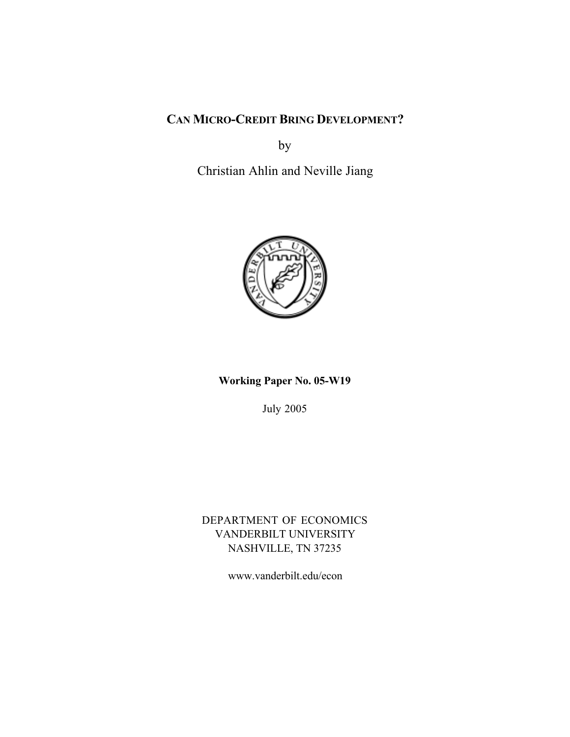# Can Micro-Credit Bring Development?

by

Christian Ahlin and Neville Jiang

**Working Paper No. 05-W19**

July 2005

DEPARTMENT OF ECONOMICS
VANDERBILT UNIVERSITY
NASHVILLE, TN 37235

www.vanderbilt.edu/econ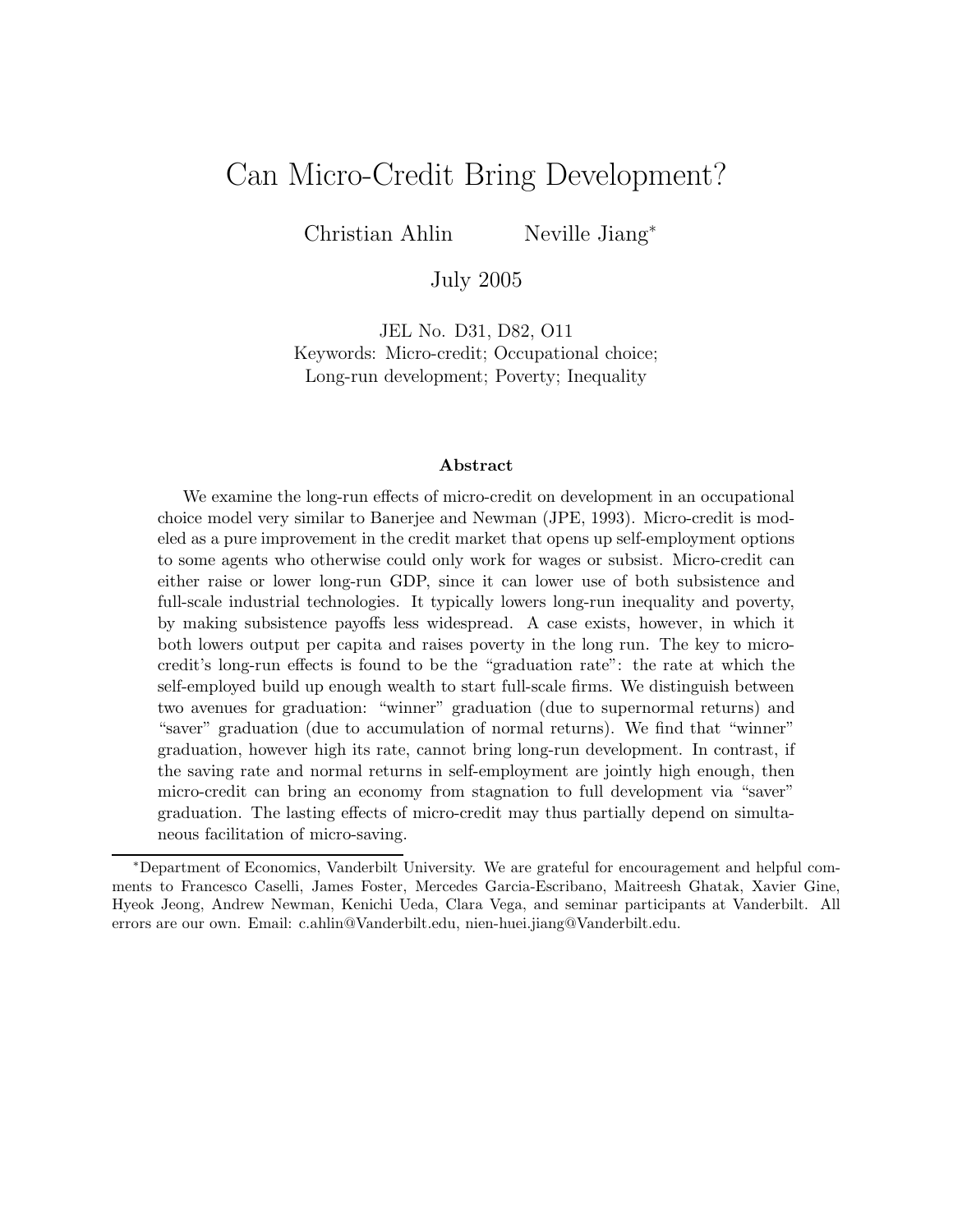# Can Micro-Credit Bring Development?

Christian Ahlin Neville Jiang*

July 2005

JEL No. D31, D82, O11
Keywords: Micro-credit; Occupational choice;
Long-run development; Poverty; Inequality

### Abstract

We examine the long-run effects of micro-credit on development in an occupational choice model very similar to Banerjee and Newman (JPE, 1993). Micro-credit is modeled as a pure improvement in the credit market that opens up self-employment options to some agents who otherwise could only work for wages or subsist. Micro-credit can either raise or lower long-run GDP, since it can lower use of both subsistence and full-scale industrial technologies. It typically lowers long-run inequality and poverty, by making subsistence payoffs less widespread. A case exists, however, in which it both lowers output per capita and raises poverty in the long run. The key to micro-credit's long-run effects is found to be the "graduation rate": the rate at which the self-employed build up enough wealth to start full-scale firms. We distinguish between two avenues for graduation: "winner" graduation (due to supernormal returns) and "saver" graduation (due to accumulation of normal returns). We find that "winner" graduation, however high its rate, cannot bring long-run development. In contrast, if the saving rate and normal returns in self-employment are jointly high enough, then micro-credit can bring an economy from stagnation to full development via "saver" graduation. The lasting effects of micro-credit may thus partially depend on simultaneous facilitation of micro-saving.

*Department of Economics, Vanderbilt University. We are grateful for encouragement and helpful comments to Francesco Caselli, James Foster, Mercedes Garcia-Escribano, Maitreesh Ghatak, Xavier Gine, Hyeok Jeong, Andrew Newman, Kenichi Ueda, Clara Vega, and seminar participants at Vanderbilt. All errors are our own. Email: c.ahlin@Vanderbilt.edu, nien-huei.jiang@Vanderbilt.edu.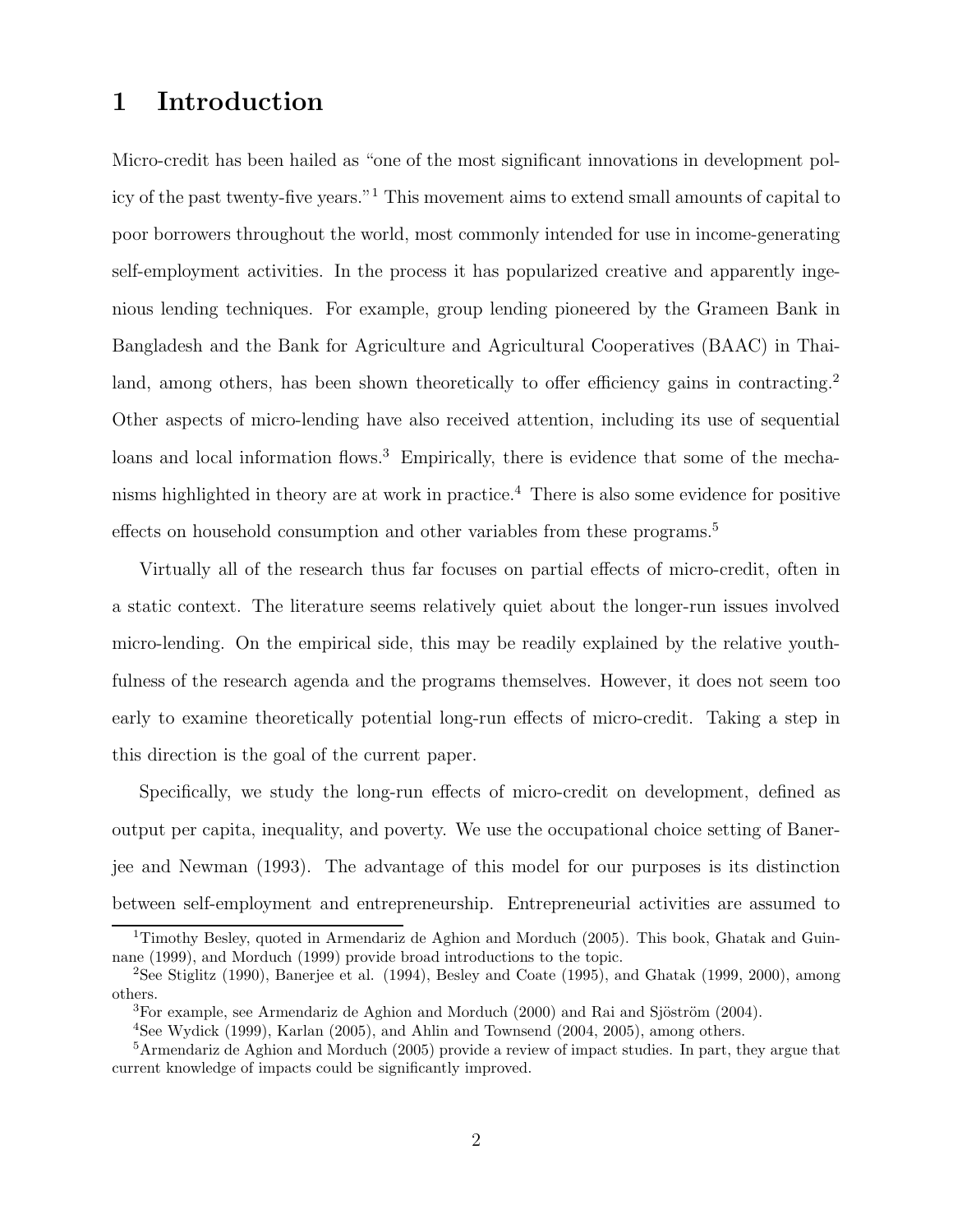# 1 Introduction

Micro-credit has been hailed as "one of the most significant innovations in development policy of the past twenty-five years."[1] This movement aims to extend small amounts of capital to poor borrowers throughout the world, most commonly intended for use in income-generating self-employment activities. In the process it has popularized creative and apparently ingenious lending techniques. For example, group lending pioneered by the Grameen Bank in Bangladesh and the Bank for Agriculture and Agricultural Cooperatives (BAAC) in Thailand, among others, has been shown theoretically to offer efficiency gains in contracting.[2] Other aspects of micro-lending have also received attention, including its use of sequential loans and local information flows.[3] Empirically, there is evidence that some of the mechanisms highlighted in theory are at work in practice.[4] There is also some evidence for positive effects on household consumption and other variables from these programs.[5]

Virtually all of the research thus far focuses on partial effects of micro-credit, often in a static context. The literature seems relatively quiet about the longer-run issues involved micro-lending. On the empirical side, this may be readily explained by the relative youthfulness of the research agenda and the programs themselves. However, it does not seem too early to examine theoretically potential long-run effects of micro-credit. Taking a step in this direction is the goal of the current paper.

Specifically, we study the long-run effects of micro-credit on development, defined as output per capita, inequality, and poverty. We use the occupational choice setting of Banerjee and Newman (1993). The advantage of this model for our purposes is its distinction between self-employment and entrepreneurship. Entrepreneurial activities are assumed to

---

[1] Timothy Besley, quoted in Armendariz de Aghion and Morduch (2005). This book, Ghatak and Guinnane (1999), and Morduch (1999) provide broad introductions to the topic.

[2] See Stiglitz (1990), Banerjee et al. (1994), Besley and Coate (1995), and Ghatak (1999, 2000), among others.

[3] For example, see Armendariz de Aghion and Morduch (2000) and Rai and Sjöström (2004).

[4] See Wydick (1999), Karlan (2005), and Ahlin and Townsend (2004, 2005), among others.

[5] Armendariz de Aghion and Morduch (2005) provide a review of impact studies. In part, they argue that current knowledge of impacts could be significantly improved.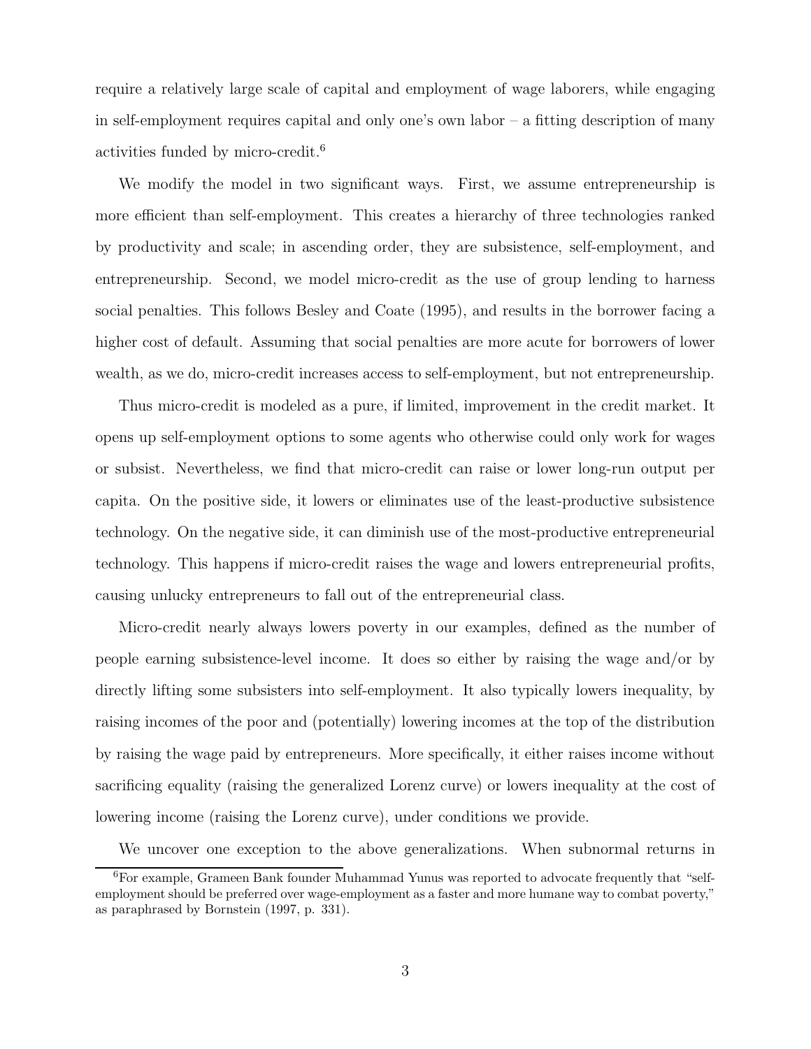require a relatively large scale of capital and employment of wage laborers, while engaging in self-employment requires capital and only one's own labor – a fitting description of many activities funded by micro-credit.[6]

We modify the model in two significant ways. First, we assume entrepreneurship is more efficient than self-employment. This creates a hierarchy of three technologies ranked by productivity and scale; in ascending order, they are subsistence, self-employment, and entrepreneurship. Second, we model micro-credit as the use of group lending to harness social penalties. This follows Besley and Coate (1995), and results in the borrower facing a higher cost of default. Assuming that social penalties are more acute for borrowers of lower wealth, as we do, micro-credit increases access to self-employment, but not entrepreneurship.

Thus micro-credit is modeled as a pure, if limited, improvement in the credit market. It opens up self-employment options to some agents who otherwise could only work for wages or subsist. Nevertheless, we find that micro-credit can raise or lower long-run output per capita. On the positive side, it lowers or eliminates use of the least-productive subsistence technology. On the negative side, it can diminish use of the most-productive entrepreneurial technology. This happens if micro-credit raises the wage and lowers entrepreneurial profits, causing unlucky entrepreneurs to fall out of the entrepreneurial class.

Micro-credit nearly always lowers poverty in our examples, defined as the number of people earning subsistence-level income. It does so either by raising the wage and/or by directly lifting some subsisters into self-employment. It also typically lowers inequality, by raising incomes of the poor and (potentially) lowering incomes at the top of the distribution by raising the wage paid by entrepreneurs. More specifically, it either raises income without sacrificing equality (raising the generalized Lorenz curve) or lowers inequality at the cost of lowering income (raising the Lorenz curve), under conditions we provide.

We uncover one exception to the above generalizations. When subnormal returns in

[6]For example, Grameen Bank founder Muhammad Yunus was reported to advocate frequently that "self-employment should be preferred over wage-employment as a faster and more humane way to combat poverty," as paraphrased by Bornstein (1997, p. 331).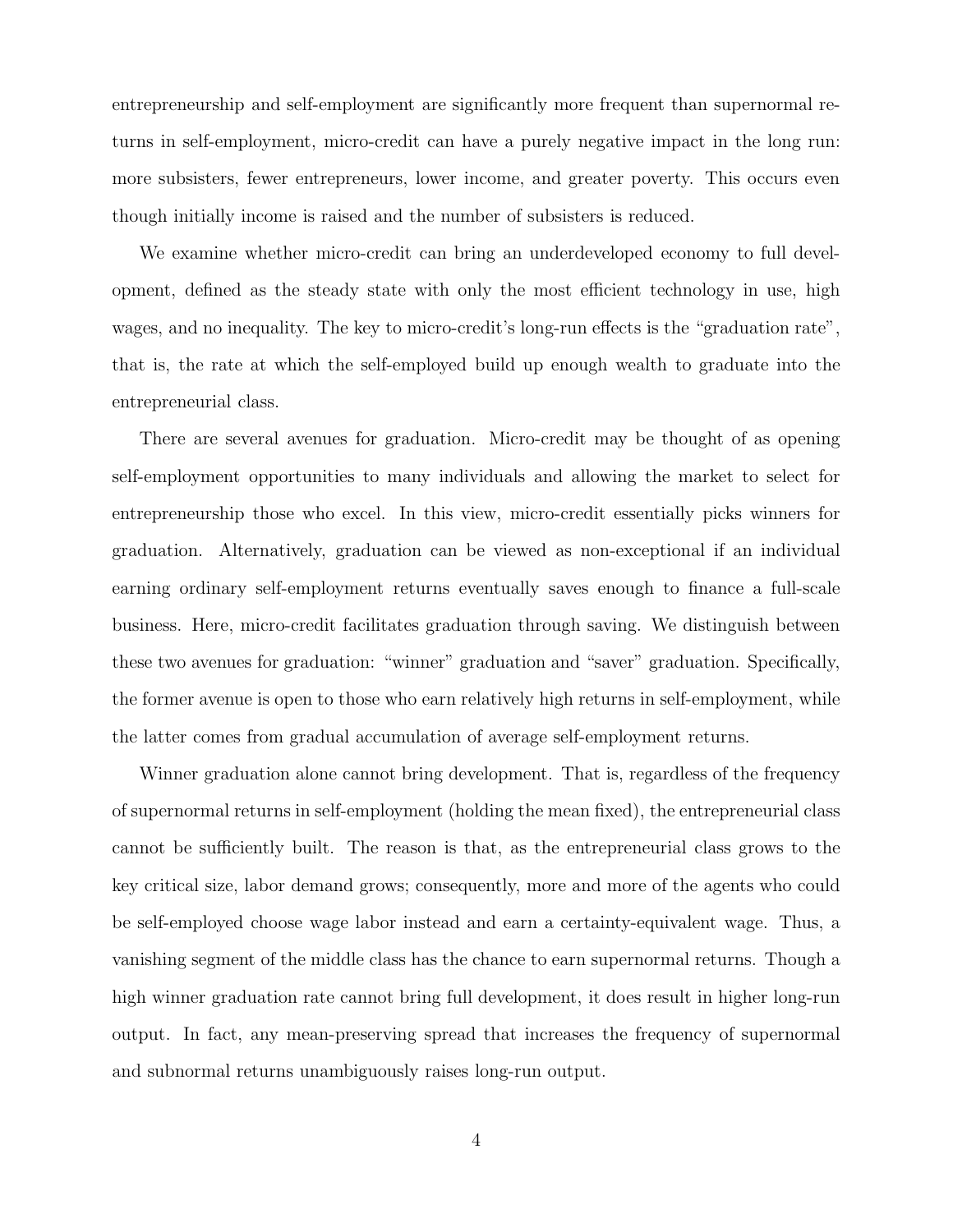entrepreneurship and self-employment are significantly more frequent than supernormal returns in self-employment, micro-credit can have a purely negative impact in the long run: more subsisters, fewer entrepreneurs, lower income, and greater poverty. This occurs even though initially income is raised and the number of subsisters is reduced.

We examine whether micro-credit can bring an underdeveloped economy to full development, defined as the steady state with only the most efficient technology in use, high wages, and no inequality. The key to micro-credit's long-run effects is the "graduation rate", that is, the rate at which the self-employed build up enough wealth to graduate into the entrepreneurial class.

There are several avenues for graduation. Micro-credit may be thought of as opening self-employment opportunities to many individuals and allowing the market to select for entrepreneurship those who excel. In this view, micro-credit essentially picks winners for graduation. Alternatively, graduation can be viewed as non-exceptional if an individual earning ordinary self-employment returns eventually saves enough to finance a full-scale business. Here, micro-credit facilitates graduation through saving. We distinguish between these two avenues for graduation: "winner" graduation and "saver" graduation. Specifically, the former avenue is open to those who earn relatively high returns in self-employment, while the latter comes from gradual accumulation of average self-employment returns.

Winner graduation alone cannot bring development. That is, regardless of the frequency of supernormal returns in self-employment (holding the mean fixed), the entrepreneurial class cannot be sufficiently built. The reason is that, as the entrepreneurial class grows to the key critical size, labor demand grows; consequently, more and more of the agents who could be self-employed choose wage labor instead and earn a certainty-equivalent wage. Thus, a vanishing segment of the middle class has the chance to earn supernormal returns. Though a high winner graduation rate cannot bring full development, it does result in higher long-run output. In fact, any mean-preserving spread that increases the frequency of supernormal and subnormal returns unambiguously raises long-run output.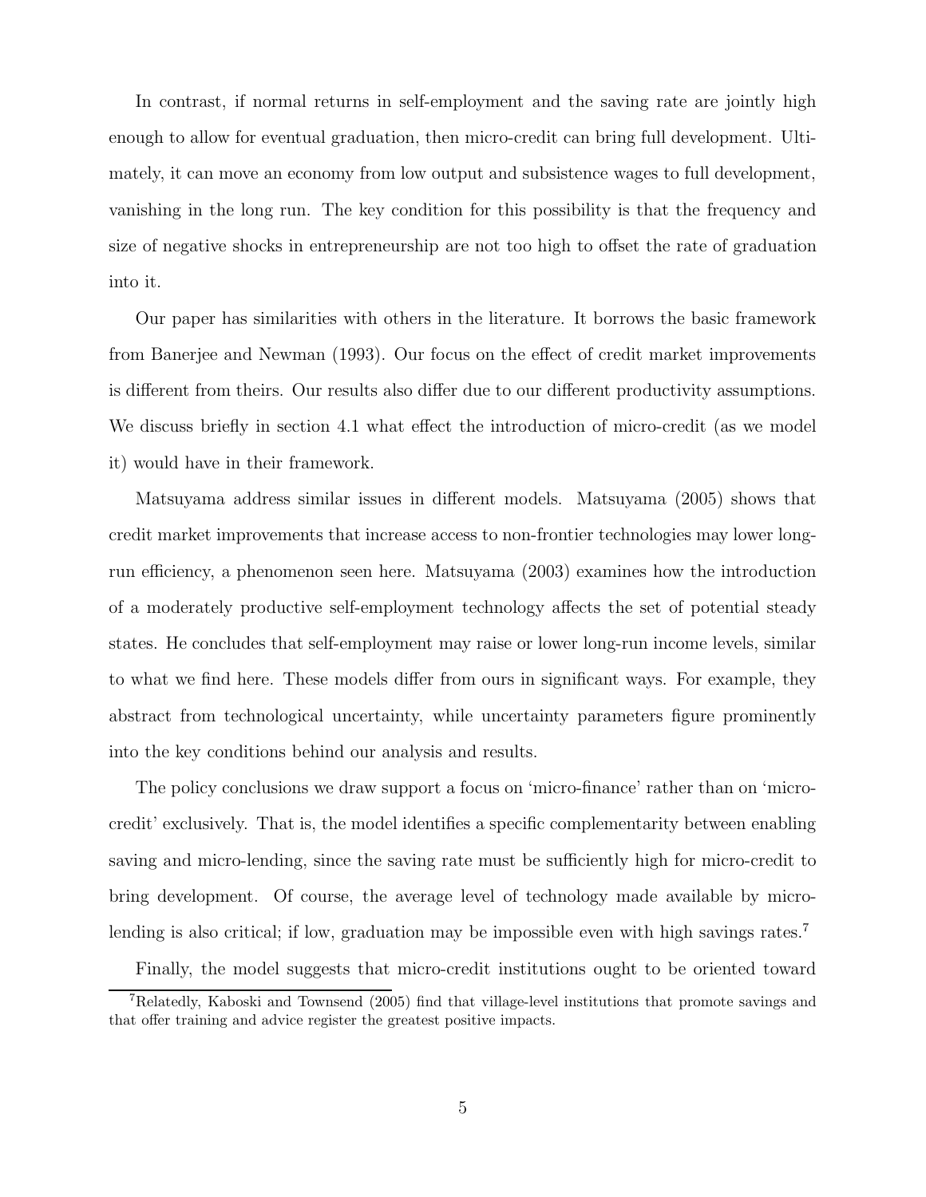In contrast, if normal returns in self-employment and the saving rate are jointly high enough to allow for eventual graduation, then micro-credit can bring full development. Ultimately, it can move an economy from low output and subsistence wages to full development, vanishing in the long run. The key condition for this possibility is that the frequency and size of negative shocks in entrepreneurship are not too high to offset the rate of graduation into it.

Our paper has similarities with others in the literature. It borrows the basic framework from Banerjee and Newman (1993). Our focus on the effect of credit market improvements is different from theirs. Our results also differ due to our different productivity assumptions. We discuss briefly in section 4.1 what effect the introduction of micro-credit (as we model it) would have in their framework.

Matsuyama address similar issues in different models. Matsuyama (2005) shows that credit market improvements that increase access to non-frontier technologies may lower long-run efficiency, a phenomenon seen here. Matsuyama (2003) examines how the introduction of a moderately productive self-employment technology affects the set of potential steady states. He concludes that self-employment may raise or lower long-run income levels, similar to what we find here. These models differ from ours in significant ways. For example, they abstract from technological uncertainty, while uncertainty parameters figure prominently into the key conditions behind our analysis and results.

The policy conclusions we draw support a focus on 'micro-finance' rather than on 'micro-credit' exclusively. That is, the model identifies a specific complementarity between enabling saving and micro-lending, since the saving rate must be sufficiently high for micro-credit to bring development. Of course, the average level of technology made available by micro-lending is also critical; if low, graduation may be impossible even with high savings rates.[7]

Finally, the model suggests that micro-credit institutions ought to be oriented toward

[7] Relatedly, Kaboski and Townsend (2005) find that village-level institutions that promote savings and that offer training and advice register the greatest positive impacts.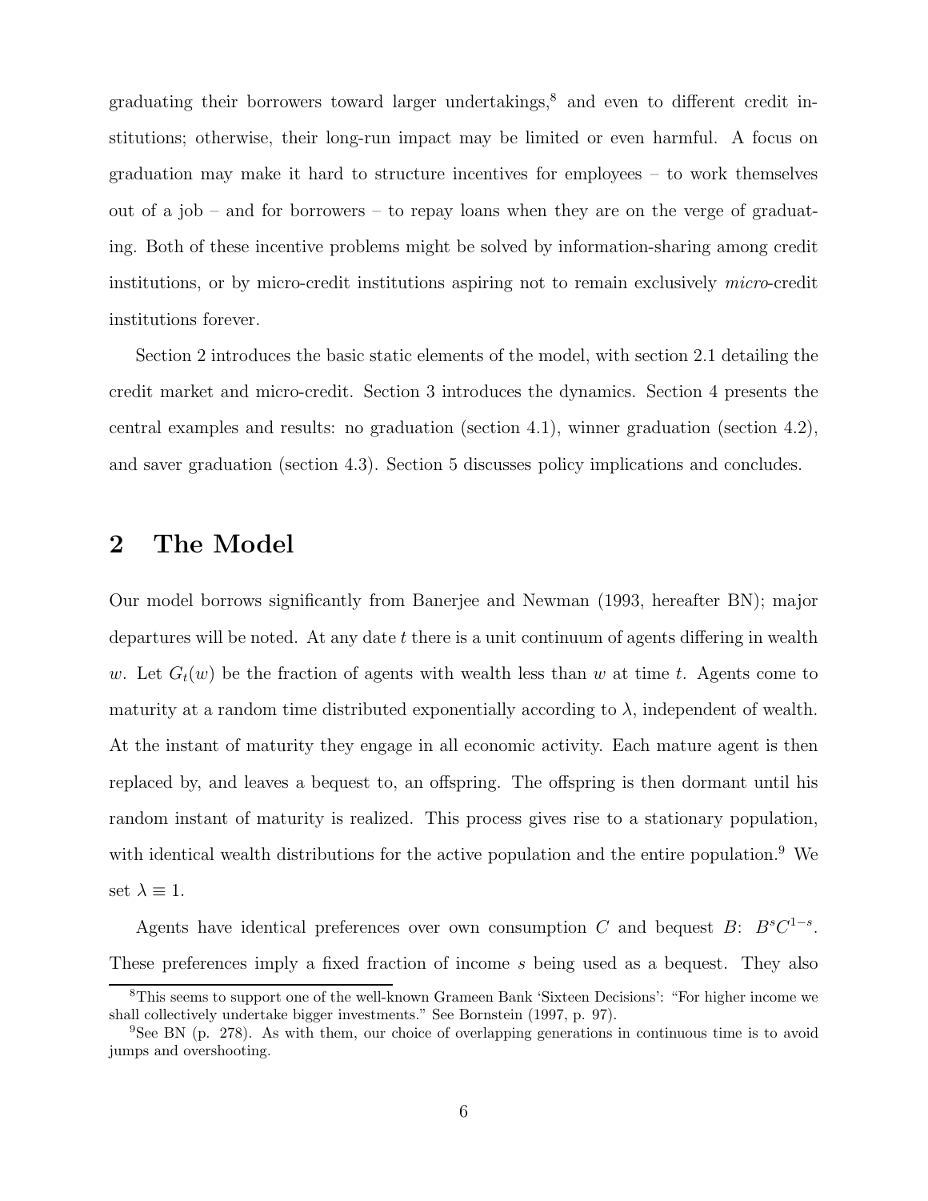graduating their borrowers toward larger undertakings,[8] and even to different credit institutions; otherwise, their long-run impact may be limited or even harmful. A focus on graduation may make it hard to structure incentives for employees – to work themselves out of a job – and for borrowers – to repay loans when they are on the verge of graduating. Both of these incentive problems might be solved by information-sharing among credit institutions, or by micro-credit institutions aspiring not to remain exclusively *micro*-credit institutions forever.

Section 2 introduces the basic static elements of the model, with section 2.1 detailing the credit market and micro-credit. Section 3 introduces the dynamics. Section 4 presents the central examples and results: no graduation (section 4.1), winner graduation (section 4.2), and saver graduation (section 4.3). Section 5 discusses policy implications and concludes.

## 2 The Model

Our model borrows significantly from Banerjee and Newman (1993, hereafter BN); major departures will be noted. At any date $t$ there is a unit continuum of agents differing in wealth $w$. Let $G_t(w)$ be the fraction of agents with wealth less than $w$ at time $t$. Agents come to maturity at a random time distributed exponentially according to $\lambda$, independent of wealth. At the instant of maturity they engage in all economic activity. Each mature agent is then replaced by, and leaves a bequest to, an offspring. The offspring is then dormant until his random instant of maturity is realized. This process gives rise to a stationary population, with identical wealth distributions for the active population and the entire population.[9] We set $\lambda \equiv 1$.

Agents have identical preferences over own consumption $C$ and bequest $B$: $B^s C^{1-s}$. These preferences imply a fixed fraction of income $s$ being used as a bequest. They also

[8] This seems to support one of the well-known Grameen Bank 'Sixteen Decisions': "For higher income we shall collectively undertake bigger investments." See Bornstein (1997, p. 97).

[9] See BN (p. 278). As with them, our choice of overlapping generations in continuous time is to avoid jumps and overshooting.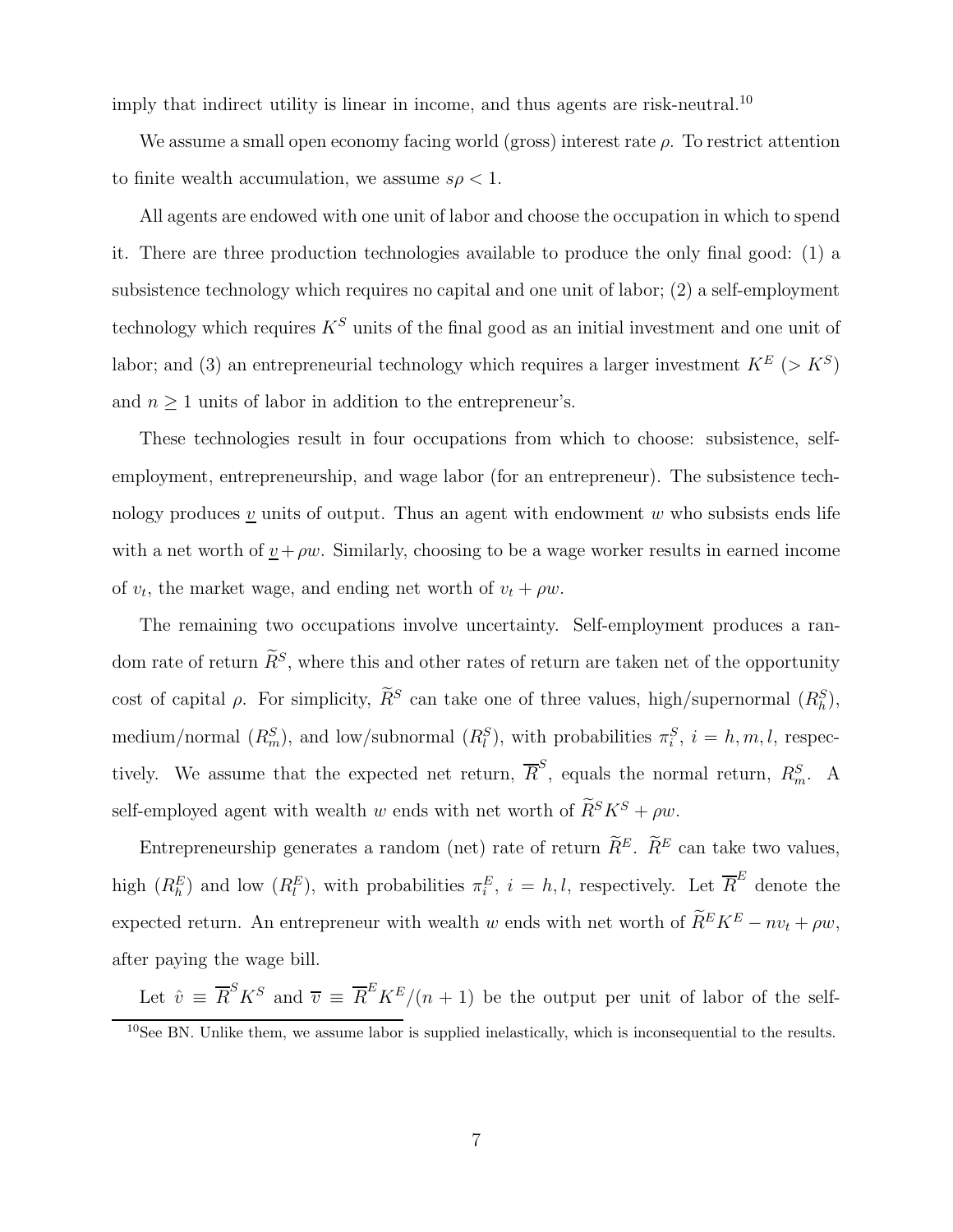imply that indirect utility is linear in income, and thus agents are risk-neutral.[10]

We assume a small open economy facing world (gross) interest rate $\rho$. To restrict attention to finite wealth accumulation, we assume $s\rho < 1$.

All agents are endowed with one unit of labor and choose the occupation in which to spend it. There are three production technologies available to produce the only final good: (1) a subsistence technology which requires no capital and one unit of labor; (2) a self-employment technology which requires $K^S$ units of the final good as an initial investment and one unit of labor; and (3) an entrepreneurial technology which requires a larger investment $K^E$ ($> K^S$) and $n \geq 1$ units of labor in addition to the entrepreneur's.

These technologies result in four occupations from which to choose: subsistence, self-employment, entrepreneurship, and wage labor (for an entrepreneur). The subsistence technology produces $\underline{v}$ units of output. Thus an agent with endowment $w$ who subsists ends life with a net worth of $\underline{v} + \rho w$. Similarly, choosing to be a wage worker results in earned income of $v_t$, the market wage, and ending net worth of $v_t + \rho w$.

The remaining two occupations involve uncertainty. Self-employment produces a random rate of return $\widetilde{R}^S$, where this and other rates of return are taken net of the opportunity cost of capital $\rho$. For simplicity, $\widetilde{R}^S$ can take one of three values, high/supernormal ($R_h^S$), medium/normal ($R_m^S$), and low/subnormal ($R_l^S$), with probabilities $\pi_i^S$, $i = h, m, l$, respectively. We assume that the expected net return, $\overline{R}^S$, equals the normal return, $R_m^S$. A self-employed agent with wealth $w$ ends with net worth of $\widetilde{R}^S K^S + \rho w$.

Entrepreneurship generates a random (net) rate of return $\widetilde{R}^E$. $\widetilde{R}^E$ can take two values, high ($R_h^E$) and low ($R_l^E$), with probabilities $\pi_i^E$, $i = h, l$, respectively. Let $\overline{R}^E$ denote the expected return. An entrepreneur with wealth $w$ ends with net worth of $\widetilde{R}^E K^E - nv_t + \rho w$, after paying the wage bill.

Let $\hat{v} \equiv \overline{R}^S K^S$ and $\overline{v} \equiv \overline{R}^E K^E/(n+1)$ be the output per unit of labor of the self-

[10]See BN. Unlike them, we assume labor is supplied inelastically, which is inconsequential to the results.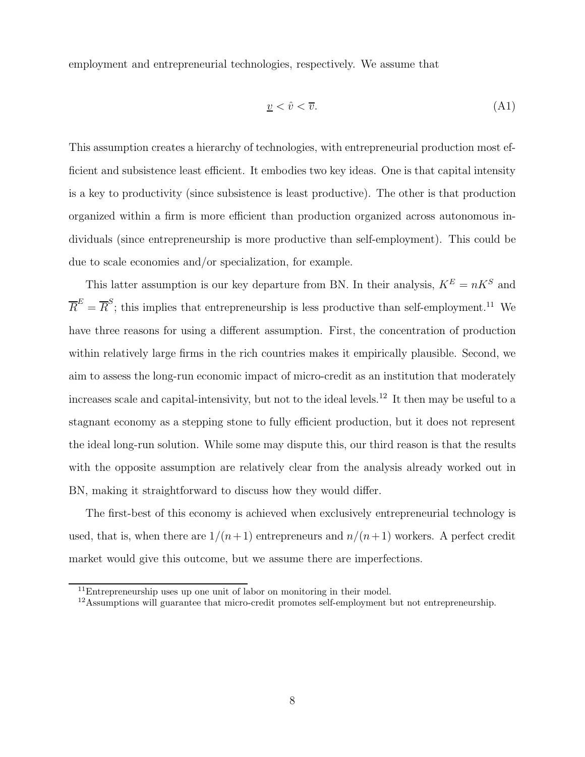employment and entrepreneurial technologies, respectively. We assume that

$$\underline{v} < \hat{v} < \overline{v}. \tag{A1}$$

This assumption creates a hierarchy of technologies, with entrepreneurial production most efficient and subsistence least efficient. It embodies two key ideas. One is that capital intensity is a key to productivity (since subsistence is least productive). The other is that production organized within a firm is more efficient than production organized across autonomous individuals (since entrepreneurship is more productive than self-employment). This could be due to scale economies and/or specialization, for example.

This latter assumption is our key departure from BN. In their analysis, $K^E = nK^S$ and $\overline{R}^E = \overline{R}^S$; this implies that entrepreneurship is less productive than self-employment.[11] We have three reasons for using a different assumption. First, the concentration of production within relatively large firms in the rich countries makes it empirically plausible. Second, we aim to assess the long-run economic impact of micro-credit as an institution that moderately increases scale and capital-intensivity, but not to the ideal levels.[12] It then may be useful to a stagnant economy as a stepping stone to fully efficient production, but it does not represent the ideal long-run solution. While some may dispute this, our third reason is that the results with the opposite assumption are relatively clear from the analysis already worked out in BN, making it straightforward to discuss how they would differ.

The first-best of this economy is achieved when exclusively entrepreneurial technology is used, that is, when there are $1/(n+1)$ entrepreneurs and $n/(n+1)$ workers. A perfect credit market would give this outcome, but we assume there are imperfections.

[11] Entrepreneurship uses up one unit of labor on monitoring in their model.

[12] Assumptions will guarantee that micro-credit promotes self-employment but not entrepreneurship.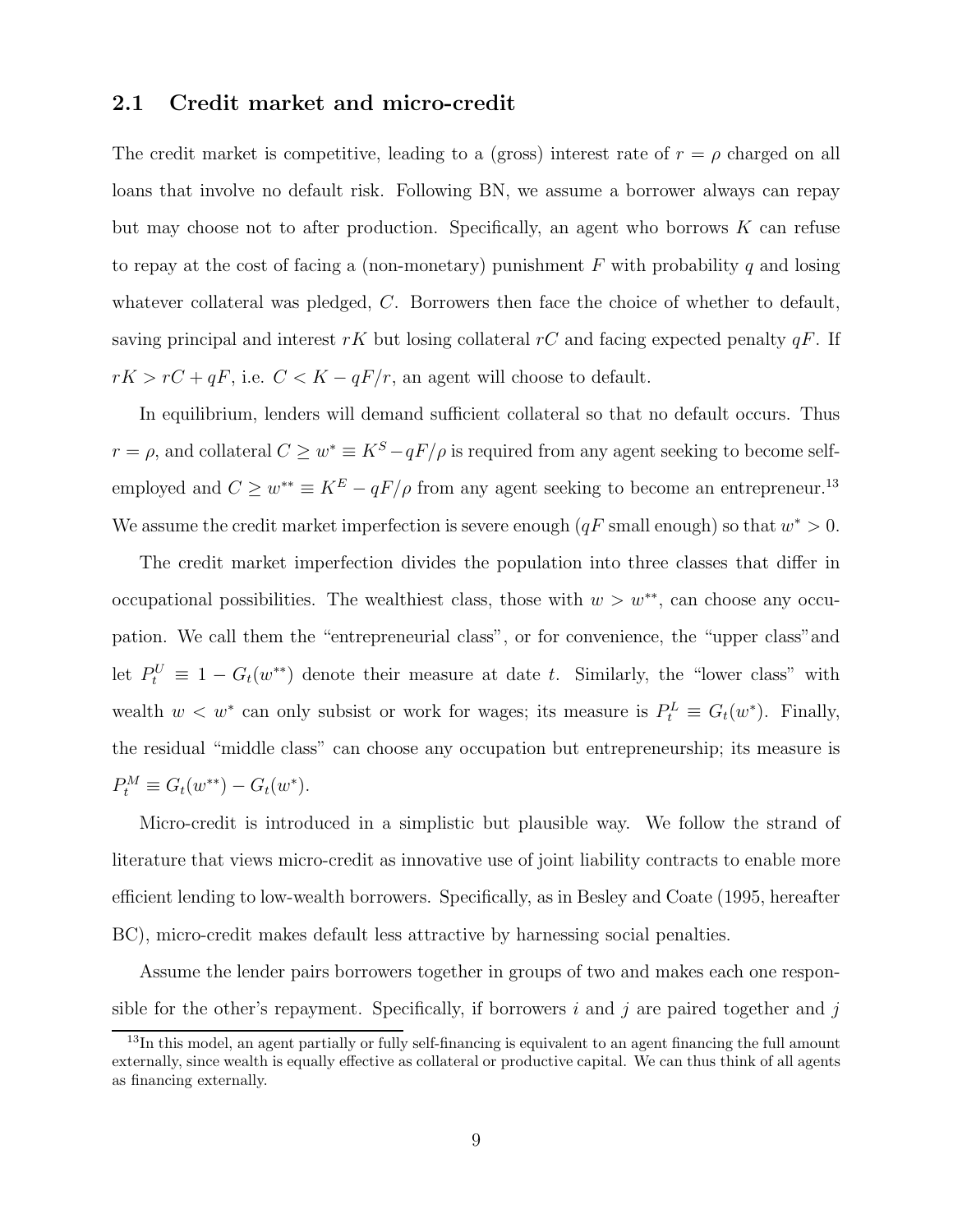## 2.1 Credit market and micro-credit

The credit market is competitive, leading to a (gross) interest rate of $r = \rho$ charged on all loans that involve no default risk. Following BN, we assume a borrower always can repay but may choose not to after production. Specifically, an agent who borrows $K$ can refuse to repay at the cost of facing a (non-monetary) punishment $F$ with probability $q$ and losing whatever collateral was pledged, $C$. Borrowers then face the choice of whether to default, saving principal and interest $rK$ but losing collateral $rC$ and facing expected penalty $qF$. If $rK > rC + qF$, i.e. $C < K - qF/r$, an agent will choose to default.

In equilibrium, lenders will demand sufficient collateral so that no default occurs. Thus $r = \rho$, and collateral $C \geq w^* \equiv K^S - qF/\rho$ is required from any agent seeking to become self-employed and $C \geq w^{**} \equiv K^E - qF/\rho$ from any agent seeking to become an entrepreneur.[13] We assume the credit market imperfection is severe enough ($qF$ small enough) so that $w^* > 0$.

The credit market imperfection divides the population into three classes that differ in occupational possibilities. The wealthiest class, those with $w > w^{**}$, can choose any occupation. We call them the "entrepreneurial class", or for convenience, the "upper class"and let $P_t^U \equiv 1 - G_t(w^{**})$ denote their measure at date $t$. Similarly, the "lower class" with wealth $w < w^*$ can only subsist or work for wages; its measure is $P_t^L \equiv G_t(w^*)$. Finally, the residual "middle class" can choose any occupation but entrepreneurship; its measure is $P_t^M \equiv G_t(w^{**}) - G_t(w^*)$.

Micro-credit is introduced in a simplistic but plausible way. We follow the strand of literature that views micro-credit as innovative use of joint liability contracts to enable more efficient lending to low-wealth borrowers. Specifically, as in Besley and Coate (1995, hereafter BC), micro-credit makes default less attractive by harnessing social penalties.

Assume the lender pairs borrowers together in groups of two and makes each one responsible for the other's repayment. Specifically, if borrowers $i$ and $j$ are paired together and $j$

[13] In this model, an agent partially or fully self-financing is equivalent to an agent financing the full amount externally, since wealth is equally effective as collateral or productive capital. We can thus think of all agents as financing externally.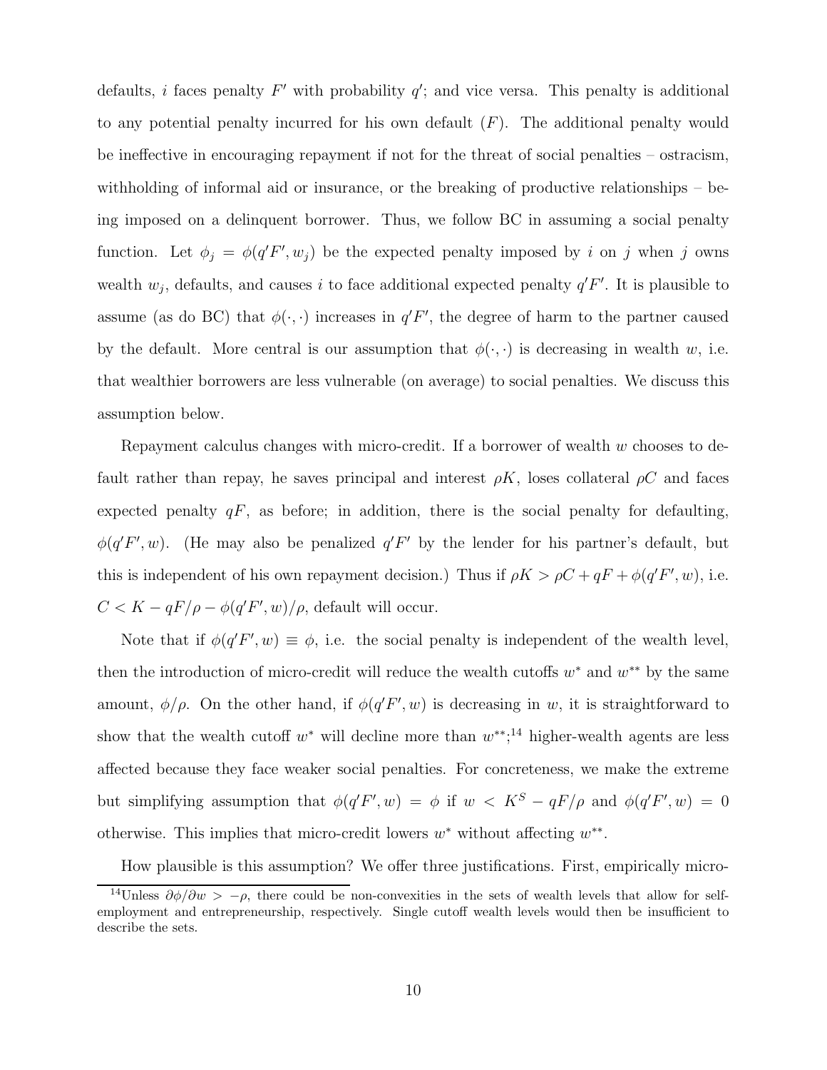defaults, $i$ faces penalty $F'$ with probability $q'$; and vice versa. This penalty is additional to any potential penalty incurred for his own default ($F$). The additional penalty would be ineffective in encouraging repayment if not for the threat of social penalties – ostracism, withholding of informal aid or insurance, or the breaking of productive relationships – being imposed on a delinquent borrower. Thus, we follow BC in assuming a social penalty function. Let $\phi_j = \phi(q'F', w_j)$ be the expected penalty imposed by $i$ on $j$ when $j$ owns wealth $w_j$, defaults, and causes $i$ to face additional expected penalty $q'F'$. It is plausible to assume (as do BC) that $\phi(\cdot, \cdot)$ increases in $q'F'$, the degree of harm to the partner caused by the default. More central is our assumption that $\phi(\cdot, \cdot)$ is decreasing in wealth $w$, i.e. that wealthier borrowers are less vulnerable (on average) to social penalties. We discuss this assumption below.

Repayment calculus changes with micro-credit. If a borrower of wealth $w$ chooses to default rather than repay, he saves principal and interest $\rho K$, loses collateral $\rho C$ and faces expected penalty $qF$, as before; in addition, there is the social penalty for defaulting, $\phi(q'F', w)$. (He may also be penalized $q'F'$ by the lender for his partner's default, but this is independent of his own repayment decision.) Thus if $\rho K > \rho C + qF + \phi(q'F', w)$, i.e. $C < K - qF/\rho - \phi(q'F', w)/\rho$, default will occur.

Note that if $\phi(q'F', w) \equiv \phi$, i.e. the social penalty is independent of the wealth level, then the introduction of micro-credit will reduce the wealth cutoffs $w^*$ and $w^{**}$ by the same amount, $\phi/\rho$. On the other hand, if $\phi(q'F', w)$ is decreasing in $w$, it is straightforward to show that the wealth cutoff $w^*$ will decline more than $w^{**}$;[14] higher-wealth agents are less affected because they face weaker social penalties. For concreteness, we make the extreme but simplifying assumption that $\phi(q'F', w) = \phi$ if $w < K^S - qF/\rho$ and $\phi(q'F', w) = 0$ otherwise. This implies that micro-credit lowers $w^*$ without affecting $w^{**}$.

How plausible is this assumption? We offer three justifications. First, empirically micro-

[14] Unless $\partial\phi/\partial w > -\rho$, there could be non-convexities in the sets of wealth levels that allow for self-employment and entrepreneurship, respectively. Single cutoff wealth levels would then be insufficient to describe the sets.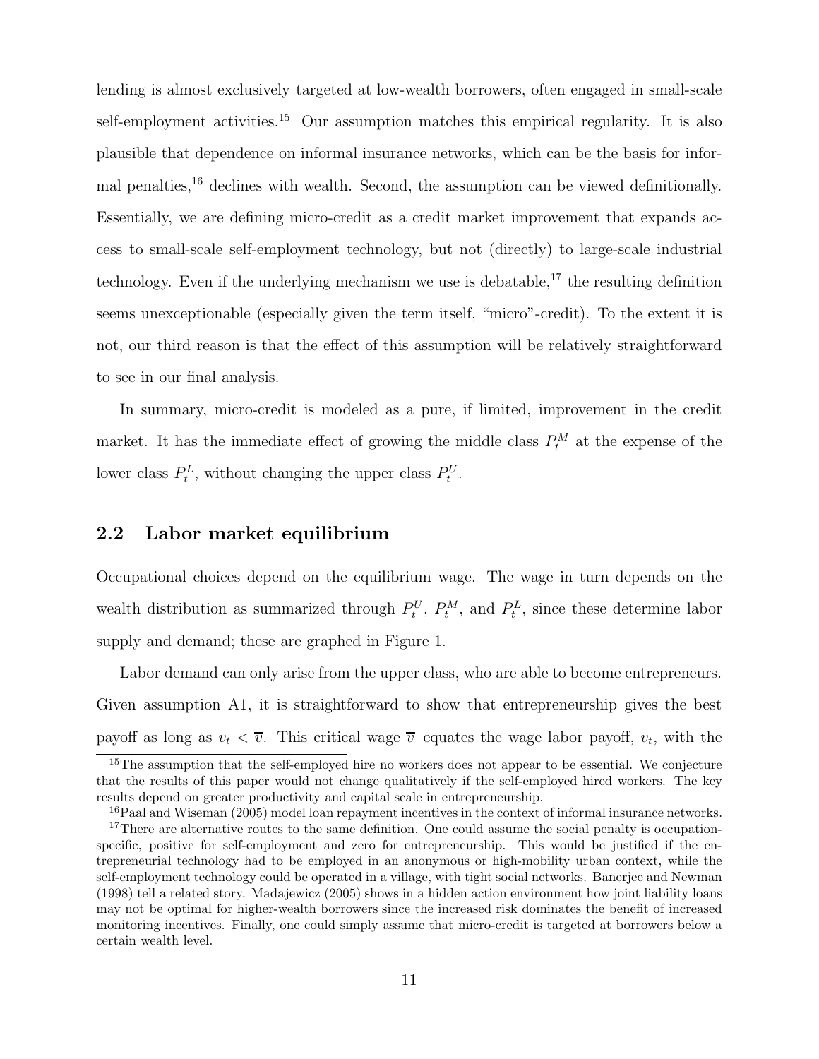lending is almost exclusively targeted at low-wealth borrowers, often engaged in small-scale self-employment activities.[15] Our assumption matches this empirical regularity. It is also plausible that dependence on informal insurance networks, which can be the basis for informal penalties,[16] declines with wealth. Second, the assumption can be viewed definitionally. Essentially, we are defining micro-credit as a credit market improvement that expands access to small-scale self-employment technology, but not (directly) to large-scale industrial technology. Even if the underlying mechanism we use is debatable,[17] the resulting definition seems unexceptionable (especially given the term itself, "micro"-credit). To the extent it is not, our third reason is that the effect of this assumption will be relatively straightforward to see in our final analysis.

In summary, micro-credit is modeled as a pure, if limited, improvement in the credit market. It has the immediate effect of growing the middle class $P_t^M$ at the expense of the lower class $P_t^L$, without changing the upper class $P_t^U$.

## 2.2 Labor market equilibrium

Occupational choices depend on the equilibrium wage. The wage in turn depends on the wealth distribution as summarized through $P_t^U$, $P_t^M$, and $P_t^L$, since these determine labor supply and demand; these are graphed in Figure 1.

Labor demand can only arise from the upper class, who are able to become entrepreneurs. Given assumption A1, it is straightforward to show that entrepreneurship gives the best payoff as long as $v_t < \overline{v}$. This critical wage $\overline{v}$ equates the wage labor payoff, $v_t$, with the

[15] The assumption that the self-employed hire no workers does not appear to be essential. We conjecture that the results of this paper would not change qualitatively if the self-employed hired workers. The key results depend on greater productivity and capital scale in entrepreneurship.

[16] Paal and Wiseman (2005) model loan repayment incentives in the context of informal insurance networks.

[17] There are alternative routes to the same definition. One could assume the social penalty is occupation-specific, positive for self-employment and zero for entrepreneurship. This would be justified if the entrepreneurial technology had to be employed in an anonymous or high-mobility urban context, while the self-employment technology could be operated in a village, with tight social networks. Banerjee and Newman (1998) tell a related story. Madajewicz (2005) shows in a hidden action environment how joint liability loans may not be optimal for higher-wealth borrowers since the increased risk dominates the benefit of increased monitoring incentives. Finally, one could simply assume that micro-credit is targeted at borrowers below a certain wealth level.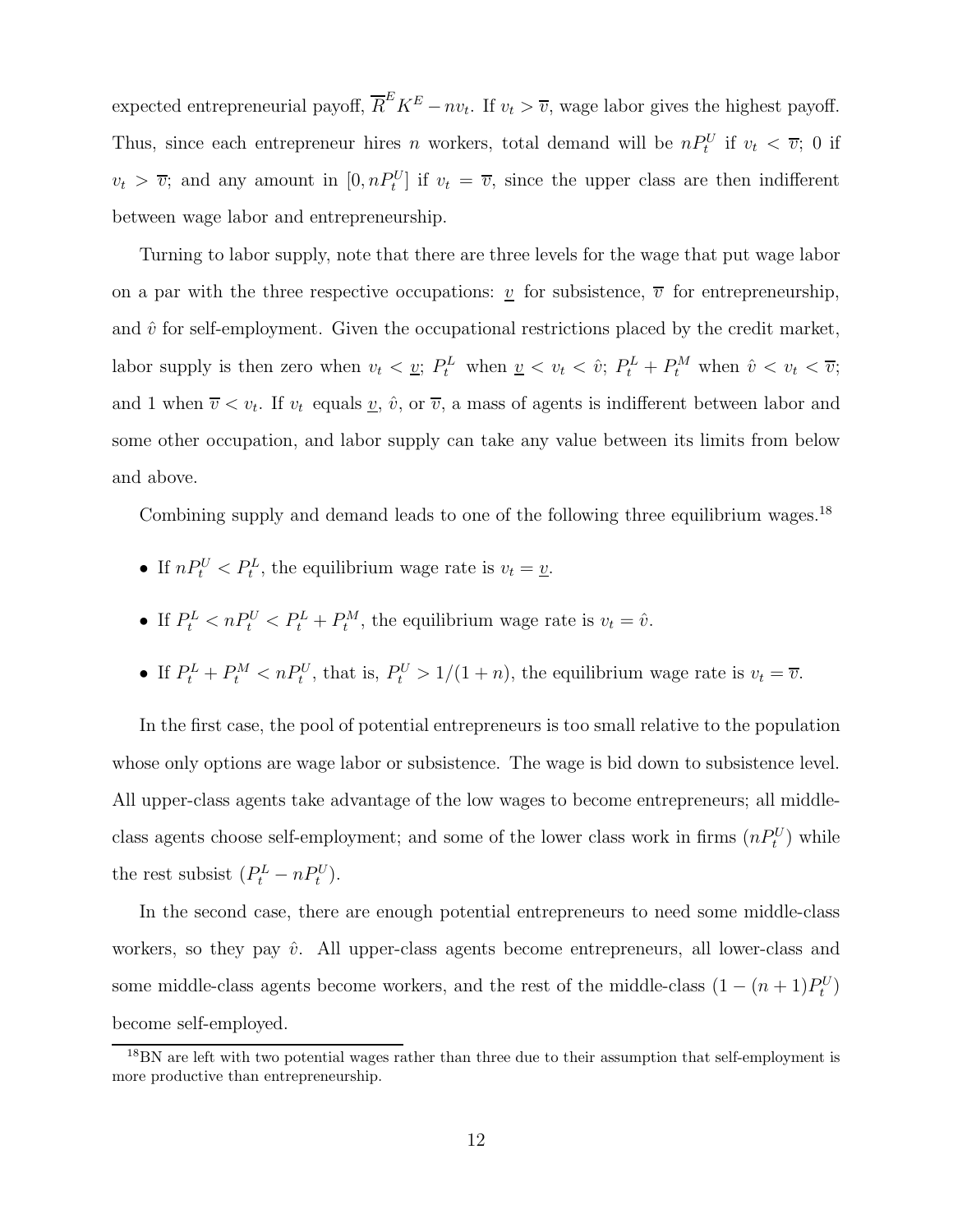expected entrepreneurial payoff, $\overline{R}^E K^E - nv_t$. If $v_t > \overline{v}$, wage labor gives the highest payoff. Thus, since each entrepreneur hires $n$ workers, total demand will be $nP_t^U$ if $v_t < \overline{v}$; 0 if $v_t > \overline{v}$; and any amount in $[0, nP_t^U]$ if $v_t = \overline{v}$, since the upper class are then indifferent between wage labor and entrepreneurship.

Turning to labor supply, note that there are three levels for the wage that put wage labor on a par with the three respective occupations: $\underline{v}$ for subsistence, $\overline{v}$ for entrepreneurship, and $\hat{v}$ for self-employment. Given the occupational restrictions placed by the credit market, labor supply is then zero when $v_t < \underline{v}$; $P_t^L$ when $\underline{v} < v_t < \hat{v}$; $P_t^L + P_t^M$ when $\hat{v} < v_t < \overline{v}$; and 1 when $\overline{v} < v_t$. If $v_t$ equals $\underline{v}$, $\hat{v}$, or $\overline{v}$, a mass of agents is indifferent between labor and some other occupation, and labor supply can take any value between its limits from below and above.

Combining supply and demand leads to one of the following three equilibrium wages.[18]

- If $nP_t^U < P_t^L$, the equilibrium wage rate is $v_t = \underline{v}$.
- If $P_t^L < nP_t^U < P_t^L + P_t^M$, the equilibrium wage rate is $v_t = \hat{v}$.
- If $P_t^L + P_t^M < nP_t^U$, that is, $P_t^U > 1/(1+n)$, the equilibrium wage rate is $v_t = \overline{v}$.

In the first case, the pool of potential entrepreneurs is too small relative to the population whose only options are wage labor or subsistence. The wage is bid down to subsistence level. All upper-class agents take advantage of the low wages to become entrepreneurs; all middle-class agents choose self-employment; and some of the lower class work in firms ($nP_t^U$) while the rest subsist ($P_t^L - nP_t^U$).

In the second case, there are enough potential entrepreneurs to need some middle-class workers, so they pay $\hat{v}$. All upper-class agents become entrepreneurs, all lower-class and some middle-class agents become workers, and the rest of the middle-class $(1 - (n+1)P_t^U)$ become self-employed.

[18] BN are left with two potential wages rather than three due to their assumption that self-employment is more productive than entrepreneurship.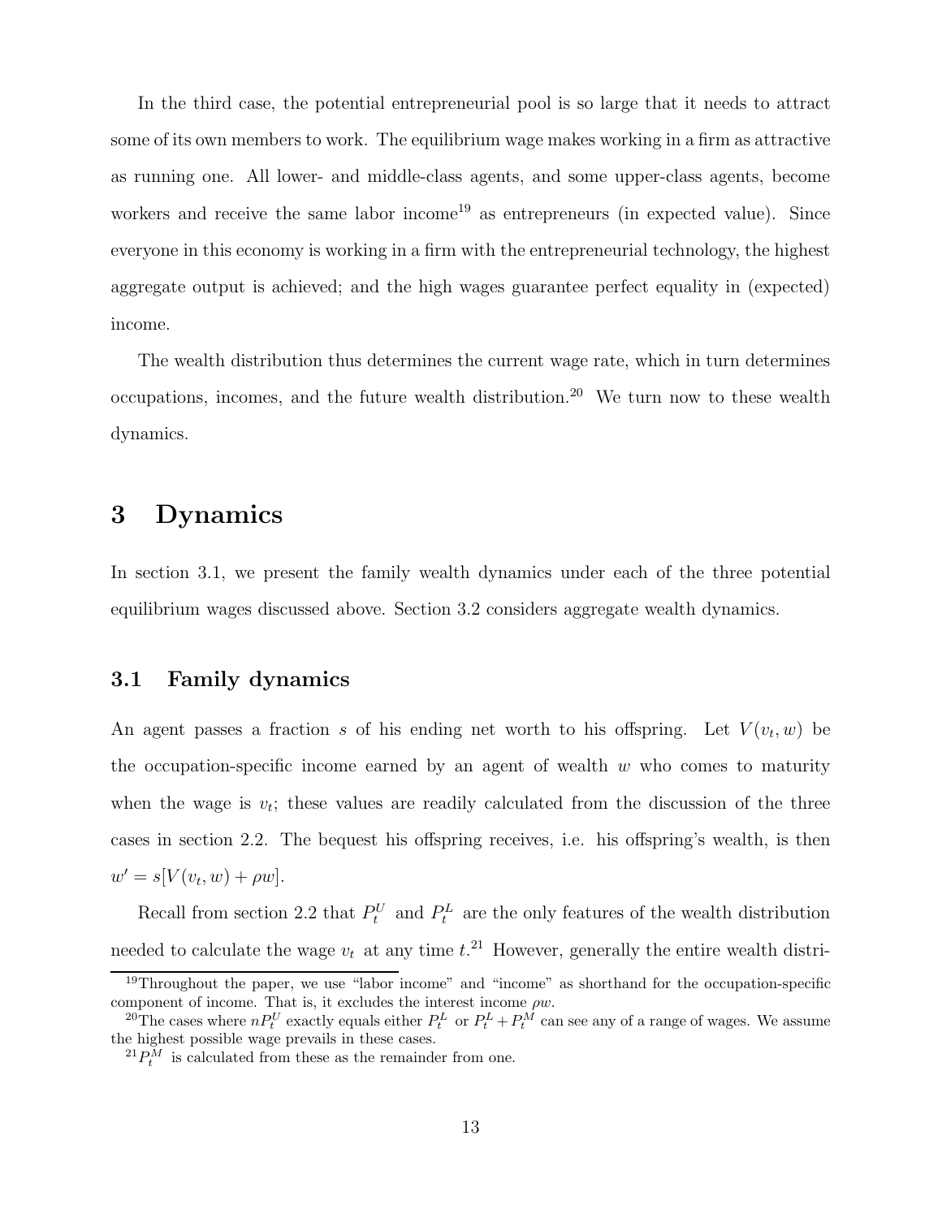In the third case, the potential entrepreneurial pool is so large that it needs to attract some of its own members to work. The equilibrium wage makes working in a firm as attractive as running one. All lower- and middle-class agents, and some upper-class agents, become workers and receive the same labor income[19] as entrepreneurs (in expected value). Since everyone in this economy is working in a firm with the entrepreneurial technology, the highest aggregate output is achieved; and the high wages guarantee perfect equality in (expected) income.

The wealth distribution thus determines the current wage rate, which in turn determines occupations, incomes, and the future wealth distribution.[20] We turn now to these wealth dynamics.

# 3 Dynamics

In section 3.1, we present the family wealth dynamics under each of the three potential equilibrium wages discussed above. Section 3.2 considers aggregate wealth dynamics.

## 3.1 Family dynamics

An agent passes a fraction $s$ of his ending net worth to his offspring. Let $V(v_t, w)$ be the occupation-specific income earned by an agent of wealth $w$ who comes to maturity when the wage is $v_t$; these values are readily calculated from the discussion of the three cases in section 2.2. The bequest his offspring receives, i.e. his offspring's wealth, is then $w' = s[V(v_t, w) + \rho w]$.

Recall from section 2.2 that $P_t^U$ and $P_t^L$ are the only features of the wealth distribution needed to calculate the wage $v_t$ at any time $t$.[21] However, generally the entire wealth distri-

[19] Throughout the paper, we use "labor income" and "income" as shorthand for the occupation-specific component of income. That is, it excludes the interest income $\rho w$.

[20] The cases where $nP_t^U$ exactly equals either $P_t^L$ or $P_t^L + P_t^M$ can see any of a range of wages. We assume the highest possible wage prevails in these cases.

[21] $P_t^M$ is calculated from these as the remainder from one.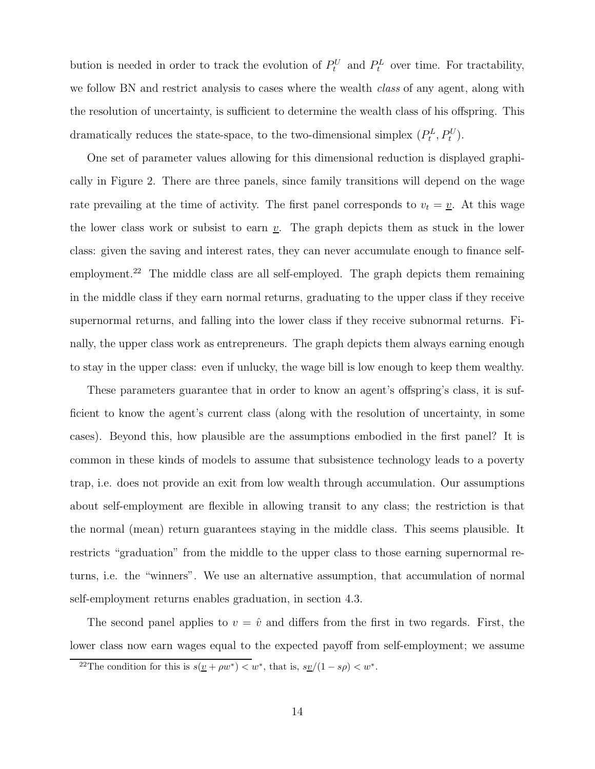bution is needed in order to track the evolution of $P_t^U$ and $P_t^L$ over time. For tractability, we follow BN and restrict analysis to cases where the wealth *class* of any agent, along with the resolution of uncertainty, is sufficient to determine the wealth class of his offspring. This dramatically reduces the state-space, to the two-dimensional simplex $(P_t^L, P_t^U)$.

One set of parameter values allowing for this dimensional reduction is displayed graphically in Figure 2. There are three panels, since family transitions will depend on the wage rate prevailing at the time of activity. The first panel corresponds to $v_t = \underline{v}$. At this wage the lower class work or subsist to earn $\underline{v}$. The graph depicts them as stuck in the lower class: given the saving and interest rates, they can never accumulate enough to finance self-employment.[22] The middle class are all self-employed. The graph depicts them remaining in the middle class if they earn normal returns, graduating to the upper class if they receive supernormal returns, and falling into the lower class if they receive subnormal returns. Finally, the upper class work as entrepreneurs. The graph depicts them always earning enough to stay in the upper class: even if unlucky, the wage bill is low enough to keep them wealthy.

These parameters guarantee that in order to know an agent's offspring's class, it is sufficient to know the agent's current class (along with the resolution of uncertainty, in some cases). Beyond this, how plausible are the assumptions embodied in the first panel? It is common in these kinds of models to assume that subsistence technology leads to a poverty trap, i.e. does not provide an exit from low wealth through accumulation. Our assumptions about self-employment are flexible in allowing transit to any class; the restriction is that the normal (mean) return guarantees staying in the middle class. This seems plausible. It restricts "graduation" from the middle to the upper class to those earning supernormal returns, i.e. the "winners". We use an alternative assumption, that accumulation of normal self-employment returns enables graduation, in section 4.3.

The second panel applies to $v = \hat{v}$ and differs from the first in two regards. First, the lower class now earn wages equal to the expected payoff from self-employment; we assume

[22] The condition for this is $s(\underline{v} + \rho w^*) < w^*$, that is, $s\underline{v}/(1 - s\rho) < w^*$.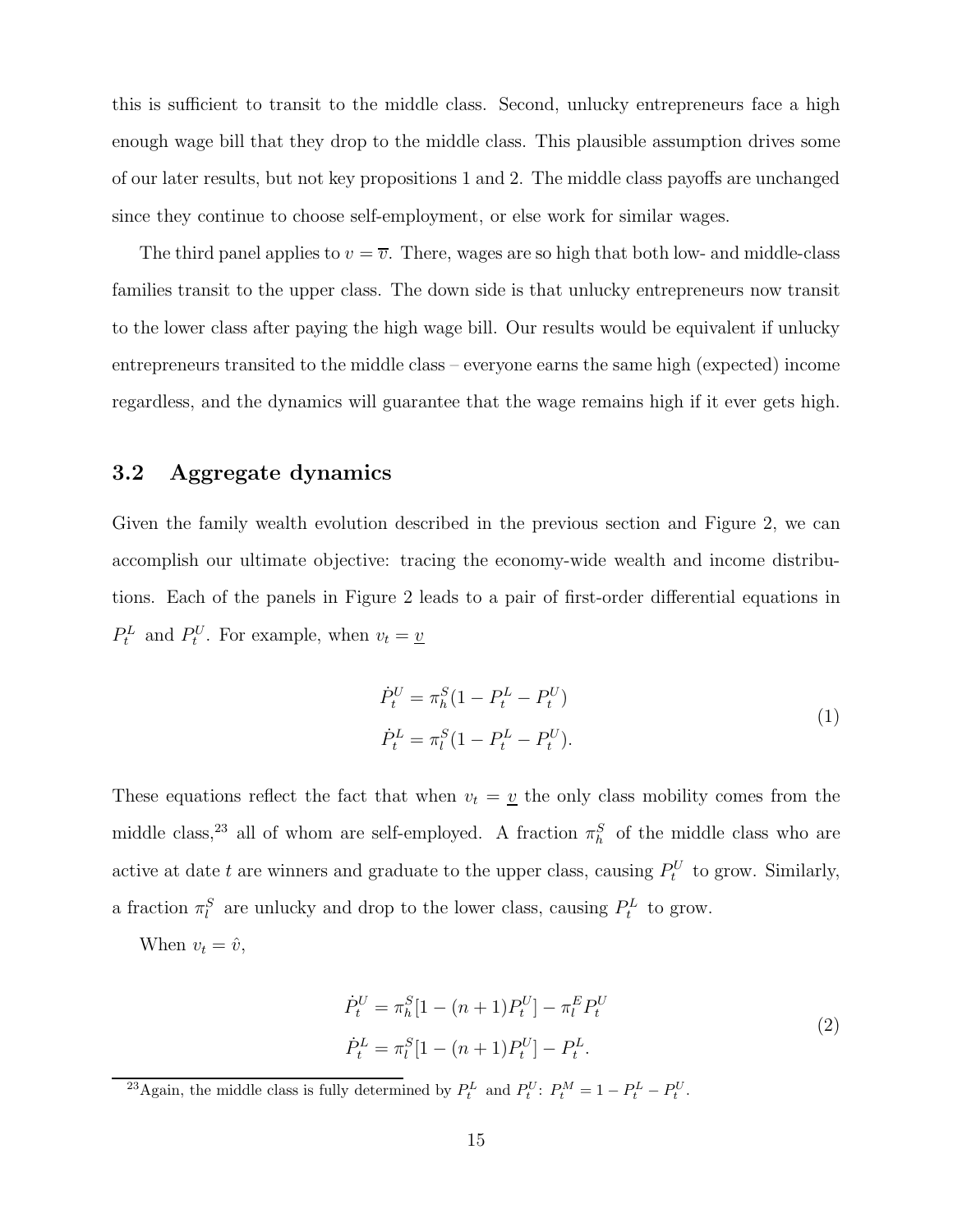this is sufficient to transit to the middle class. Second, unlucky entrepreneurs face a high enough wage bill that they drop to the middle class. This plausible assumption drives some of our later results, but not key propositions 1 and 2. The middle class payoffs are unchanged since they continue to choose self-employment, or else work for similar wages.

The third panel applies to $v = \overline{v}$. There, wages are so high that both low- and middle-class families transit to the upper class. The down side is that unlucky entrepreneurs now transit to the lower class after paying the high wage bill. Our results would be equivalent if unlucky entrepreneurs transited to the middle class – everyone earns the same high (expected) income regardless, and the dynamics will guarantee that the wage remains high if it ever gets high.

## 3.2 Aggregate dynamics

Given the family wealth evolution described in the previous section and Figure 2, we can accomplish our ultimate objective: tracing the economy-wide wealth and income distributions. Each of the panels in Figure 2 leads to a pair of first-order differential equations in $P_t^L$ and $P_t^U$. For example, when $v_t = \underline{v}$

$$
\begin{aligned}
\dot{P}_t^U &= \pi_h^S (1 - P_t^L - P_t^U) \\
\dot{P}_t^L &= \pi_l^S (1 - P_t^L - P_t^U).
\end{aligned}
\tag{1}
$$

These equations reflect the fact that when $v_t = \underline{v}$ the only class mobility comes from the middle class,[23] all of whom are self-employed. A fraction $\pi_h^S$ of the middle class who are active at date $t$ are winners and graduate to the upper class, causing $P_t^U$ to grow. Similarly, a fraction $\pi_l^S$ are unlucky and drop to the lower class, causing $P_t^L$ to grow.

When $v_t = \hat{v}$,

$$
\begin{aligned}
\dot{P}_t^U &= \pi_h^S [1 - (n+1) P_t^U] - \pi_l^E P_t^U \\
\dot{P}_t^L &= \pi_l^S [1 - (n+1) P_t^U] - P_t^L.
\end{aligned}
\tag{2}
$$

[23] Again, the middle class is fully determined by $P_t^L$ and $P_t^U$: $P_t^M = 1 - P_t^L - P_t^U$.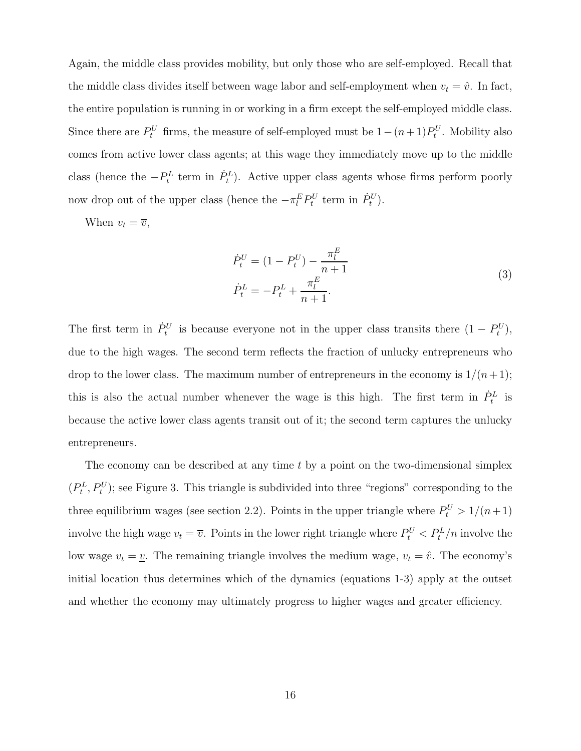Again, the middle class provides mobility, but only those who are self-employed. Recall that the middle class divides itself between wage labor and self-employment when $v_t = \hat{v}$. In fact, the entire population is running in or working in a firm except the self-employed middle class. Since there are $P_t^U$ firms, the measure of self-employed must be $1-(n+1)P_t^U$. Mobility also comes from active lower class agents; at this wage they immediately move up to the middle class (hence the $-P_t^L$ term in $\dot{P}_t^L$). Active upper class agents whose firms perform poorly now drop out of the upper class (hence the $-\pi_l^E P_t^U$ term in $\dot{P}_t^U$).

When $v_t = \overline{v}$,

$$
\begin{aligned}
\dot{P}_t^U &= (1 - P_t^U) - \frac{\pi_l^E}{n+1} \\
\dot{P}_t^L &= -P_t^L + \frac{\pi_l^E}{n+1}.
\end{aligned}
\tag{3}
$$

The first term in $\dot{P}_t^U$ is because everyone not in the upper class transits there $(1 - P_t^U)$, due to the high wages. The second term reflects the fraction of unlucky entrepreneurs who drop to the lower class. The maximum number of entrepreneurs in the economy is $1/(n+1)$; this is also the actual number whenever the wage is this high. The first term in $\dot{P}_t^L$ is because the active lower class agents transit out of it; the second term captures the unlucky entrepreneurs.

The economy can be described at any time $t$ by a point on the two-dimensional simplex $(P_t^L, P_t^U)$; see Figure 3. This triangle is subdivided into three "regions" corresponding to the three equilibrium wages (see section 2.2). Points in the upper triangle where $P_t^U > 1/(n+1)$ involve the high wage $v_t = \overline{v}$. Points in the lower right triangle where $P_t^U < P_t^L/n$ involve the low wage $v_t = \underline{v}$. The remaining triangle involves the medium wage, $v_t = \hat{v}$. The economy's initial location thus determines which of the dynamics (equations 1-3) apply at the outset and whether the economy may ultimately progress to higher wages and greater efficiency.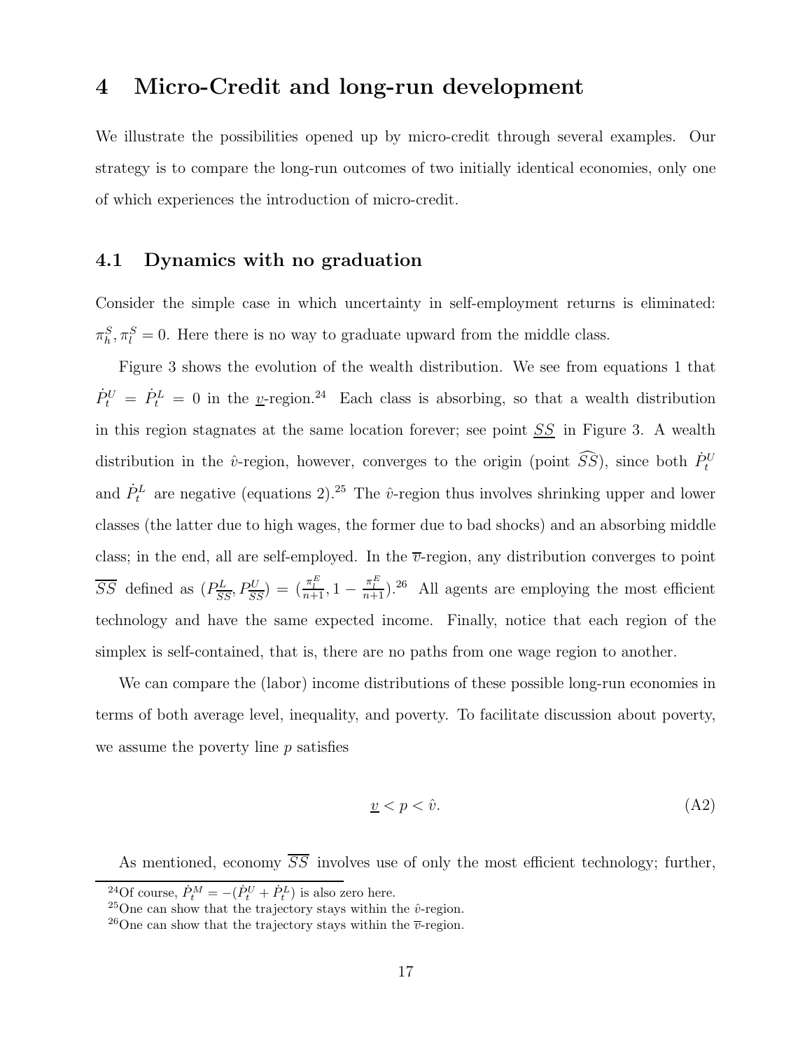# 4 Micro-Credit and long-run development

We illustrate the possibilities opened up by micro-credit through several examples. Our strategy is to compare the long-run outcomes of two initially identical economies, only one of which experiences the introduction of micro-credit.

## 4.1 Dynamics with no graduation

Consider the simple case in which uncertainty in self-employment returns is eliminated: $\pi_h^S, \pi_l^S = 0$. Here there is no way to graduate upward from the middle class.

Figure 3 shows the evolution of the wealth distribution. We see from equations 1 that $\dot{P}_t^U = \dot{P}_t^L = 0$ in the $\underline{v}$-region.[24] Each class is absorbing, so that a wealth distribution in this region stagnates at the same location forever; see point $\underline{SS}$ in Figure 3. A wealth distribution in the $\hat{v}$-region, however, converges to the origin (point $\widehat{SS}$), since both $\dot{P}_t^U$ and $\dot{P}_t^L$ are negative (equations 2).[25] The $\hat{v}$-region thus involves shrinking upper and lower classes (the latter due to high wages, the former due to bad shocks) and an absorbing middle class; in the end, all are self-employed. In the $\overline{v}$-region, any distribution converges to point $\overline{SS}$ defined as $(P^L_{\overline{SS}}, P^U_{\overline{SS}}) = (\frac{\pi_l^E}{n+1}, 1 - \frac{\pi_l^E}{n+1})$.[26] All agents are employing the most efficient technology and have the same expected income. Finally, notice that each region of the simplex is self-contained, that is, there are no paths from one wage region to another.

We can compare the (labor) income distributions of these possible long-run economies in terms of both average level, inequality, and poverty. To facilitate discussion about poverty, we assume the poverty line $p$ satisfies

$$\underline{v} < p < \hat{v}. \tag{A2}$$

As mentioned, economy $\overline{SS}$ involves use of only the most efficient technology; further,

[24] Of course, $\dot{P}_t^M = -(\dot{P}_t^U + \dot{P}_t^L)$ is also zero here.

[25] One can show that the trajectory stays within the $\hat{v}$-region.

[26] One can show that the trajectory stays within the $\overline{v}$-region.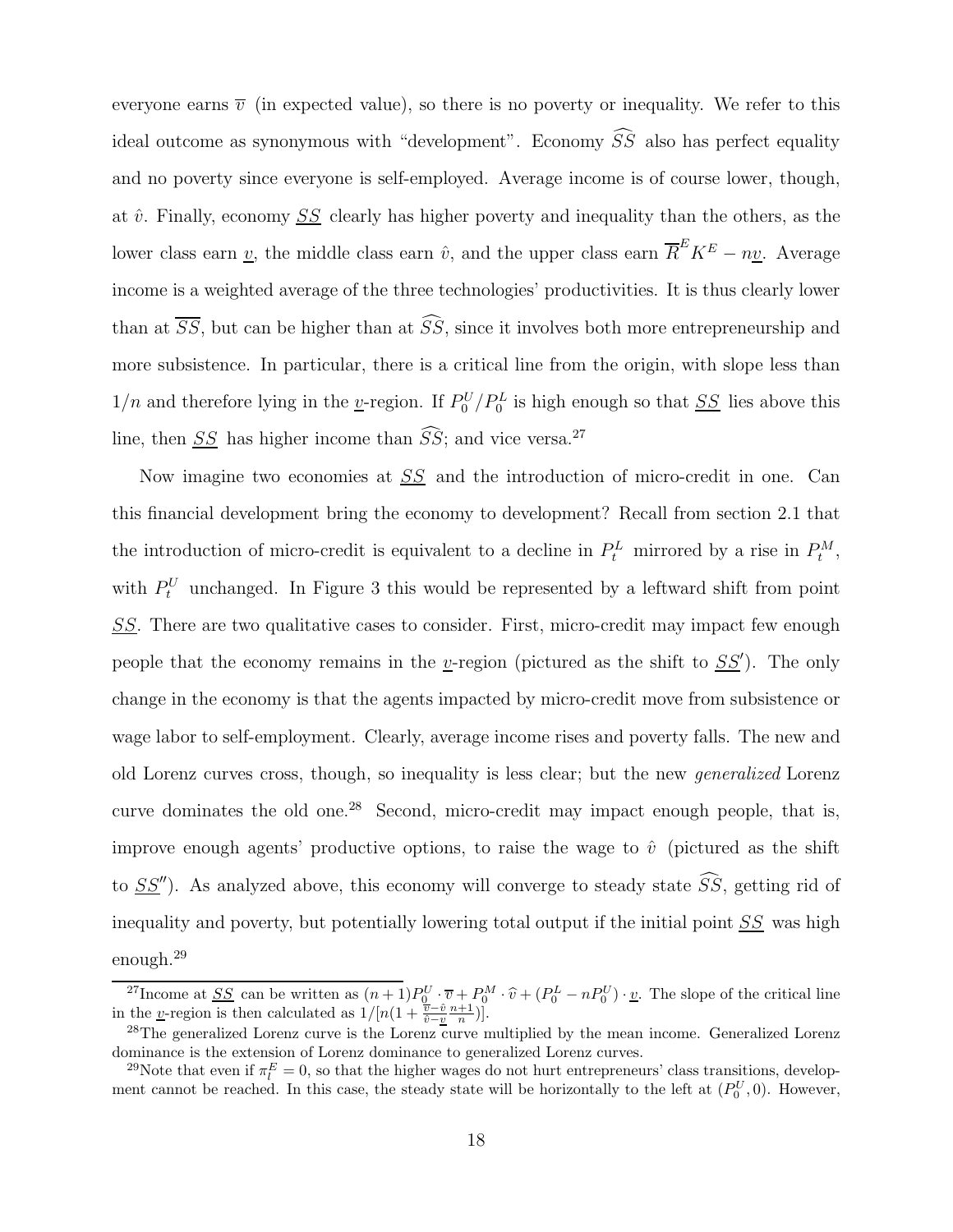everyone earns $\overline{v}$ (in expected value), so there is no poverty or inequality. We refer to this ideal outcome as synonymous with "development". Economy $\widehat{SS}$ also has perfect equality and no poverty since everyone is self-employed. Average income is of course lower, though, at $\hat{v}$. Finally, economy $\underline{SS}$ clearly has higher poverty and inequality than the others, as the lower class earn $\underline{v}$, the middle class earn $\hat{v}$, and the upper class earn $\overline{R}^E K^E - n\underline{v}$. Average income is a weighted average of the three technologies' productivities. It is thus clearly lower than at $\overline{SS}$, but can be higher than at $\widehat{SS}$, since it involves both more entrepreneurship and more subsistence. In particular, there is a critical line from the origin, with slope less than $1/n$ and therefore lying in the $\underline{v}$-region. If $P_0^U/P_0^L$ is high enough so that $\underline{SS}$ lies above this line, then $\underline{SS}$ has higher income than $\widehat{SS}$; and vice versa.[27]

Now imagine two economies at $\underline{SS}$ and the introduction of micro-credit in one. Can this financial development bring the economy to development? Recall from section 2.1 that the introduction of micro-credit is equivalent to a decline in $P_t^L$ mirrored by a rise in $P_t^M$, with $P_t^U$ unchanged. In Figure 3 this would be represented by a leftward shift from point $\underline{SS}$. There are two qualitative cases to consider. First, micro-credit may impact few enough people that the economy remains in the $\underline{v}$-region (pictured as the shift to $\underline{SS}'$). The only change in the economy is that the agents impacted by micro-credit move from subsistence or wage labor to self-employment. Clearly, average income rises and poverty falls. The new and old Lorenz curves cross, though, so inequality is less clear; but the new *generalized* Lorenz curve dominates the old one.[28] Second, micro-credit may impact enough people, that is, improve enough agents' productive options, to raise the wage to $\hat{v}$ (pictured as the shift to $\underline{SS}''$). As analyzed above, this economy will converge to steady state $\widehat{SS}$, getting rid of inequality and poverty, but potentially lowering total output if the initial point $\underline{SS}$ was high enough.[29]

---

[27] Income at $\underline{SS}$ can be written as $(n+1)P_0^U \cdot \overline{v} + P_0^M \cdot \widehat{v} + (P_0^L - nP_0^U) \cdot \underline{v}$. The slope of the critical line in the $\underline{v}$-region is then calculated as $1/[n(1 + \frac{\overline{v}-\hat{v}}{\hat{v}-\underline{v}}\frac{n+1}{n})]$.

[28] The generalized Lorenz curve is the Lorenz curve multiplied by the mean income. Generalized Lorenz dominance is the extension of Lorenz dominance to generalized Lorenz curves.

[29] Note that even if $\pi_l^E = 0$, so that the higher wages do not hurt entrepreneurs' class transitions, development cannot be reached. In this case, the steady state will be horizontally to the left at $(P_0^U, 0)$. However,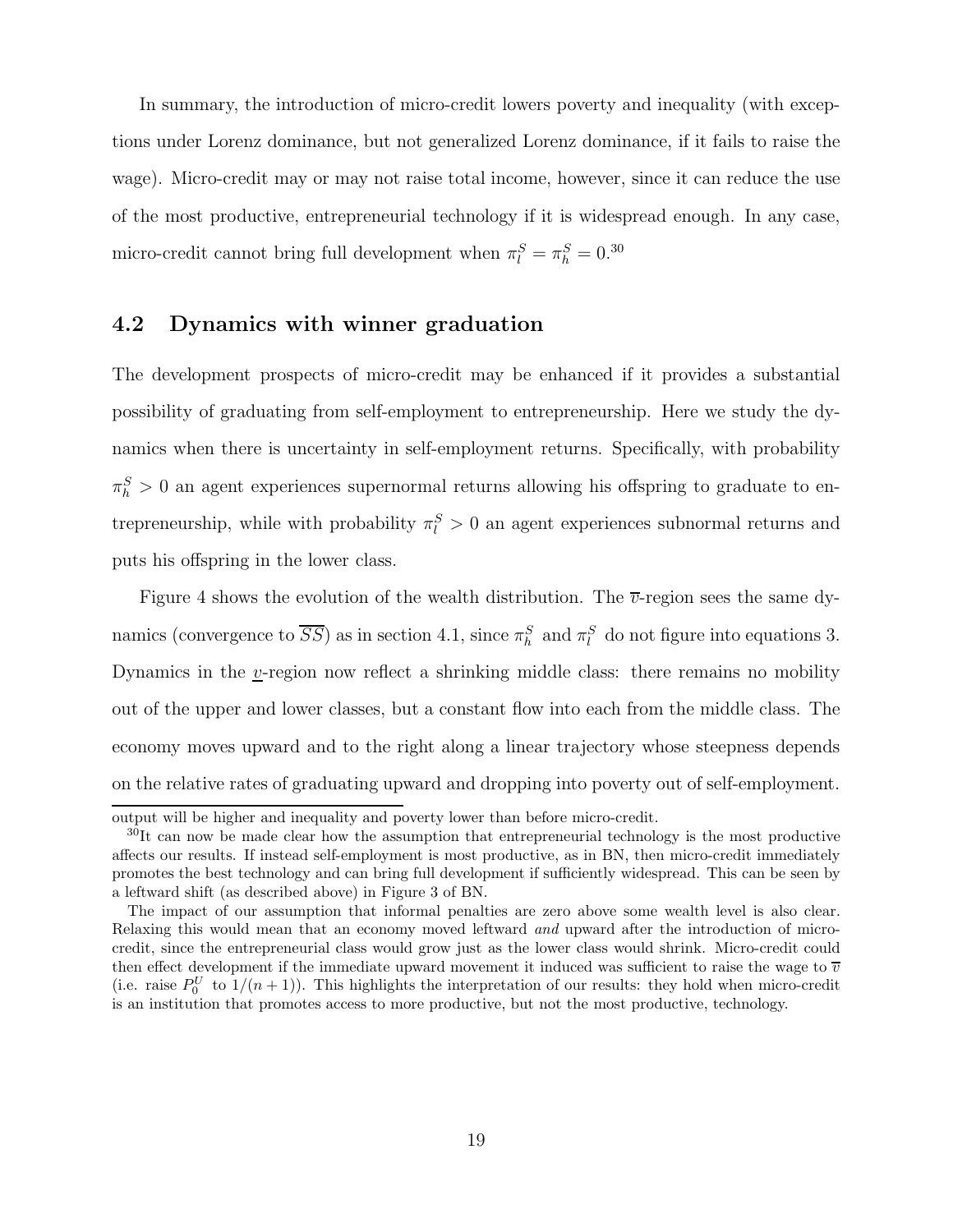In summary, the introduction of micro-credit lowers poverty and inequality (with exceptions under Lorenz dominance, but not generalized Lorenz dominance, if it fails to raise the wage). Micro-credit may or may not raise total income, however, since it can reduce the use of the most productive, entrepreneurial technology if it is widespread enough. In any case, micro-credit cannot bring full development when $\pi_l^S = \pi_h^S = 0$.[30]

## 4.2 Dynamics with winner graduation

The development prospects of micro-credit may be enhanced if it provides a substantial possibility of graduating from self-employment to entrepreneurship. Here we study the dynamics when there is uncertainty in self-employment returns. Specifically, with probability $\pi_h^S > 0$ an agent experiences supernormal returns allowing his offspring to graduate to entrepreneurship, while with probability $\pi_l^S > 0$ an agent experiences subnormal returns and puts his offspring in the lower class.

Figure 4 shows the evolution of the wealth distribution. The $\overline{v}$-region sees the same dynamics (convergence to $\overline{SS}$) as in section 4.1, since $\pi_h^S$ and $\pi_l^S$ do not figure into equations 3. Dynamics in the $\underline{v}$-region now reflect a shrinking middle class: there remains no mobility out of the upper and lower classes, but a constant flow into each from the middle class. The economy moves upward and to the right along a linear trajectory whose steepness depends on the relative rates of graduating upward and dropping into poverty out of self-employment.

output will be higher and inequality and poverty lower than before micro-credit.

[30] It can now be made clear how the assumption that entrepreneurial technology is the most productive affects our results. If instead self-employment is most productive, as in BN, then micro-credit immediately promotes the best technology and can bring full development if sufficiently widespread. This can be seen by a leftward shift (as described above) in Figure 3 of BN.

The impact of our assumption that informal penalties are zero above some wealth level is also clear. Relaxing this would mean that an economy moved leftward *and* upward after the introduction of micro-credit, since the entrepreneurial class would grow just as the lower class would shrink. Micro-credit could then effect development if the immediate upward movement it induced was sufficient to raise the wage to $\overline{v}$ (i.e. raise $P_0^U$ to $1/(n+1)$). This highlights the interpretation of our results: they hold when micro-credit is an institution that promotes access to more productive, but not the most productive, technology.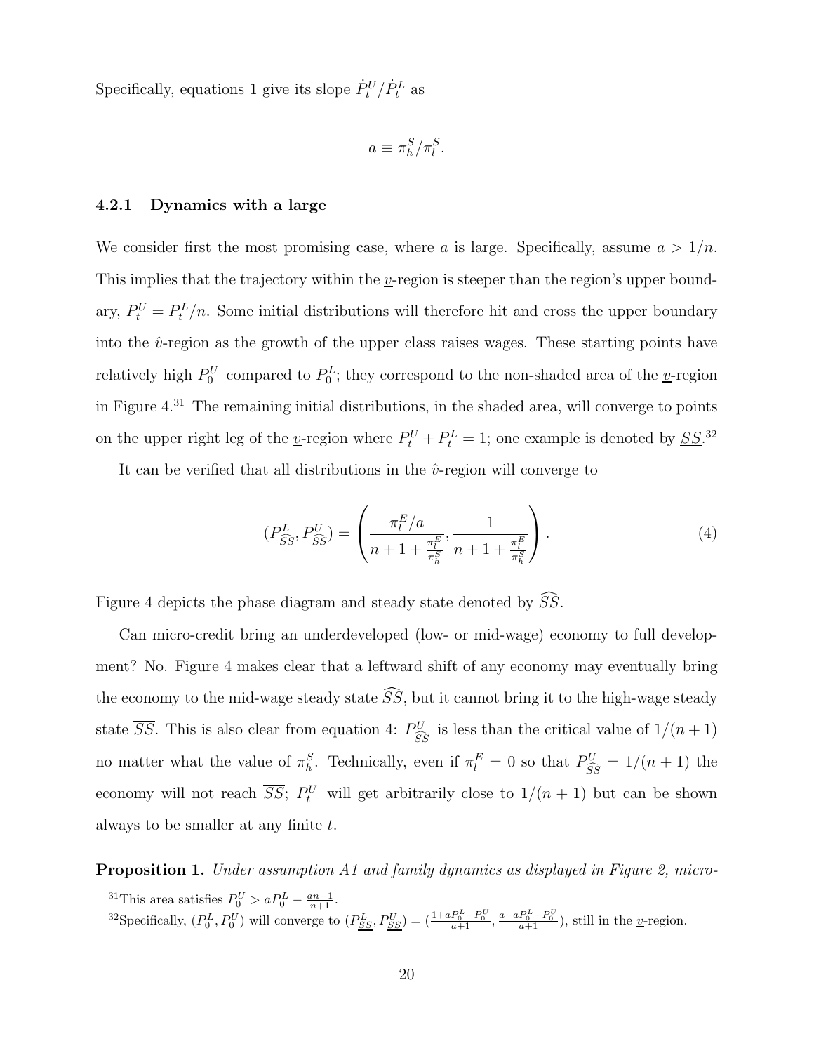Specifically, equations 1 give its slope $\dot{P}_t^U/\dot{P}_t^L$ as

$$a \equiv \pi_h^S/\pi_l^S.$$

### 4.2.1 Dynamics with a large

We consider first the most promising case, where $a$ is large. Specifically, assume $a > 1/n$. This implies that the trajectory within the $\underline{v}$-region is steeper than the region's upper boundary, $P_t^U = P_t^L/n$. Some initial distributions will therefore hit and cross the upper boundary into the $\hat{v}$-region as the growth of the upper class raises wages. These starting points have relatively high $P_0^U$ compared to $P_0^L$; they correspond to the non-shaded area of the $\underline{v}$-region in Figure 4.[31] The remaining initial distributions, in the shaded area, will converge to points on the upper right leg of the $\underline{v}$-region where $P_t^U + P_t^L = 1$; one example is denoted by $\underline{SS}$.[32]

It can be verified that all distributions in the $\hat{v}$-region will converge to

$$(P_{\widehat{SS}}^L, P_{\widehat{SS}}^U) = \left( \frac{\pi_l^E/a}{n+1+\frac{\pi_l^E}{\pi_h^S}}, \frac{1}{n+1+\frac{\pi_l^E}{\pi_h^S}} \right). \tag{4}$$

Figure 4 depicts the phase diagram and steady state denoted by $\widehat{SS}$.

Can micro-credit bring an underdeveloped (low- or mid-wage) economy to full development? No. Figure 4 makes clear that a leftward shift of any economy may eventually bring the economy to the mid-wage steady state $\widehat{SS}$, but it cannot bring it to the high-wage steady state $\overline{SS}$. This is also clear from equation 4: $P_{\widehat{SS}}^U$ is less than the critical value of $1/(n+1)$ no matter what the value of $\pi_h^S$. Technically, even if $\pi_l^E = 0$ so that $P_{\widehat{SS}}^U = 1/(n+1)$ the economy will not reach $\overline{SS}$; $P_t^U$ will get arbitrarily close to $1/(n+1)$ but can be shown always to be smaller at any finite $t$.

**Proposition 1.** *Under assumption A1 and family dynamics as displayed in Figure 2, micro-*

[31] This area satisfies $P_0^U > aP_0^L - \frac{an-1}{n+1}$.

[32] Specifically, $(P_0^L, P_0^U)$ will converge to $(P_{\underline{SS}}^L, P_{\underline{SS}}^U) = (\frac{1+aP_0^L-P_0^U}{a+1}, \frac{a-aP_0^L+P_0^U}{a+1})$, still in the $\underline{v}$-region.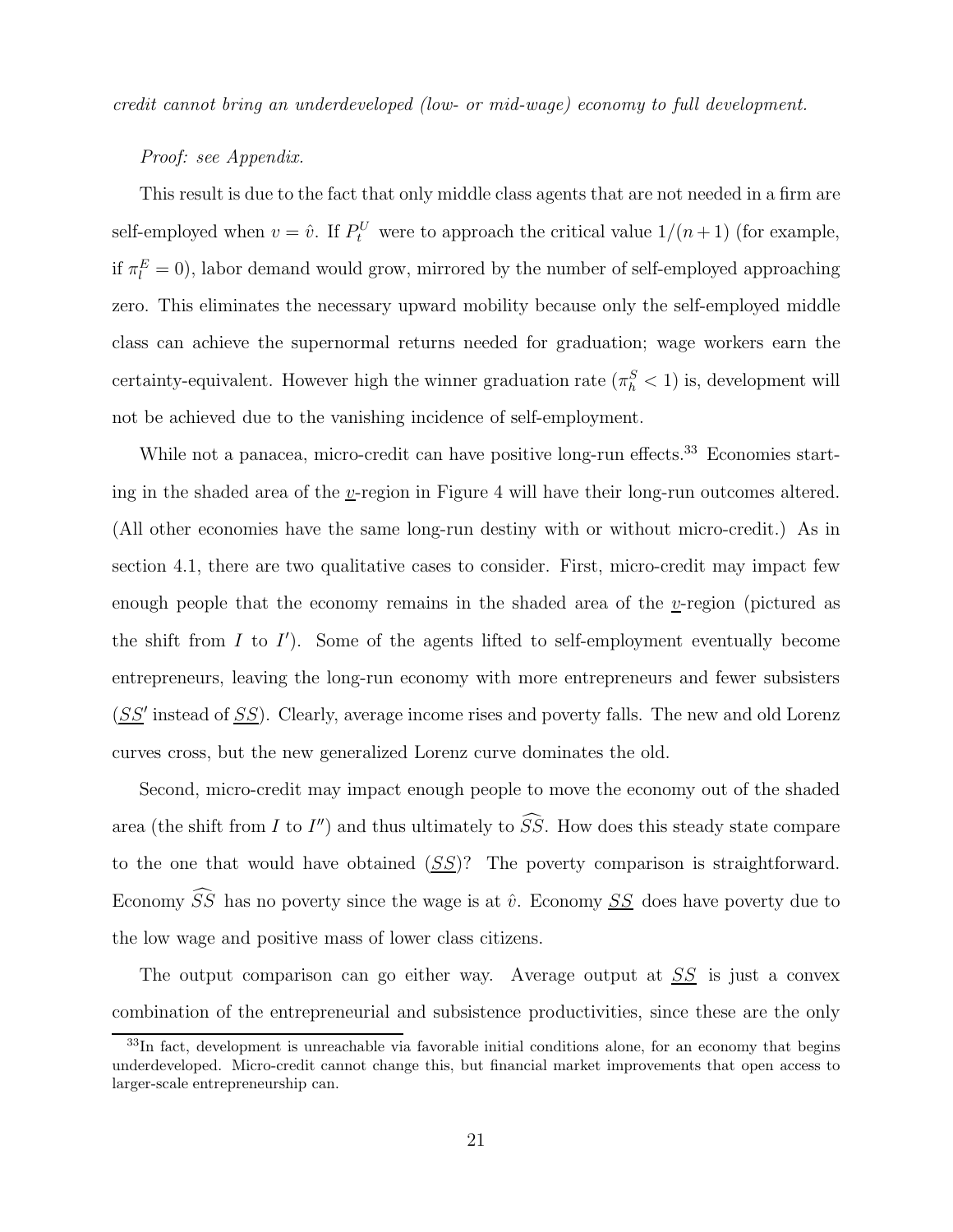*credit cannot bring an underdeveloped (low- or mid-wage) economy to full development.*

*Proof: see Appendix.*

This result is due to the fact that only middle class agents that are not needed in a firm are self-employed when $v = \hat{v}$. If $P_t^U$ were to approach the critical value $1/(n+1)$ (for example, if $\pi_l^E = 0$), labor demand would grow, mirrored by the number of self-employed approaching zero. This eliminates the necessary upward mobility because only the self-employed middle class can achieve the supernormal returns needed for graduation; wage workers earn the certainty-equivalent. However high the winner graduation rate ($\pi_h^S < 1$) is, development will not be achieved due to the vanishing incidence of self-employment.

While not a panacea, micro-credit can have positive long-run effects.[33] Economies starting in the shaded area of the $\underline{v}$-region in Figure 4 will have their long-run outcomes altered. (All other economies have the same long-run destiny with or without micro-credit.) As in section 4.1, there are two qualitative cases to consider. First, micro-credit may impact few enough people that the economy remains in the shaded area of the $\underline{v}$-region (pictured as the shift from $I$ to $I'$). Some of the agents lifted to self-employment eventually become entrepreneurs, leaving the long-run economy with more entrepreneurs and fewer subsisters ($\underline{SS}'$ instead of $\underline{SS}$). Clearly, average income rises and poverty falls. The new and old Lorenz curves cross, but the new generalized Lorenz curve dominates the old.

Second, micro-credit may impact enough people to move the economy out of the shaded area (the shift from $I$ to $I''$) and thus ultimately to $\widehat{SS}$. How does this steady state compare to the one that would have obtained ($\underline{SS}$)? The poverty comparison is straightforward. Economy $\widehat{SS}$ has no poverty since the wage is at $\hat{v}$. Economy $\underline{SS}$ does have poverty due to the low wage and positive mass of lower class citizens.

The output comparison can go either way. Average output at $\underline{SS}$ is just a convex combination of the entrepreneurial and subsistence productivities, since these are the only

[33] In fact, development is unreachable via favorable initial conditions alone, for an economy that begins underdeveloped. Micro-credit cannot change this, but financial market improvements that open access to larger-scale entrepreneurship can.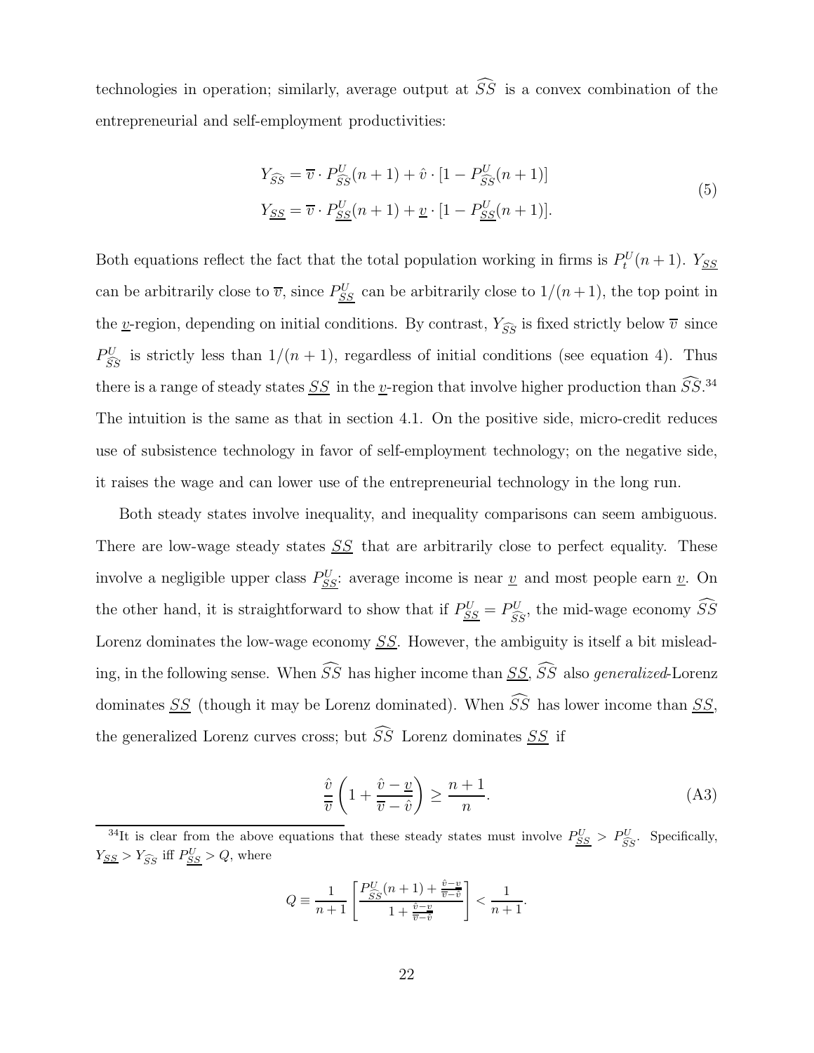technologies in operation; similarly, average output at $\widehat{SS}$ is a convex combination of the entrepreneurial and self-employment productivities:

$$
\begin{aligned}
Y_{\widehat{SS}} &= \overline{v} \cdot P^U_{\widehat{SS}}(n+1) + \hat{v} \cdot [1 - P^U_{\widehat{SS}}(n+1)] \\
Y_{\underline{SS}} &= \overline{v} \cdot P^U_{\underline{SS}}(n+1) + \underline{v} \cdot [1 - P^U_{\underline{SS}}(n+1)].
\end{aligned} \tag{5}
$$

Both equations reflect the fact that the total population working in firms is $P^U_t(n+1)$. $Y_{\underline{SS}}$ can be arbitrarily close to $\overline{v}$, since $P^U_{\underline{SS}}$ can be arbitrarily close to $1/(n+1)$, the top point in the $\underline{v}$-region, depending on initial conditions. By contrast, $Y_{\widehat{SS}}$ is fixed strictly below $\overline{v}$ since $P^U_{\widehat{SS}}$ is strictly less than $1/(n+1)$, regardless of initial conditions (see equation 4). Thus there is a range of steady states $\underline{SS}$ in the $\underline{v}$-region that involve higher production than $\widehat{SS}$.[34] The intuition is the same as that in section 4.1. On the positive side, micro-credit reduces use of subsistence technology in favor of self-employment technology; on the negative side, it raises the wage and can lower use of the entrepreneurial technology in the long run.

Both steady states involve inequality, and inequality comparisons can seem ambiguous. There are low-wage steady states $\underline{SS}$ that are arbitrarily close to perfect equality. These involve a negligible upper class $P^U_{\underline{SS}}$: average income is near $\underline{v}$ and most people earn $\underline{v}$. On the other hand, it is straightforward to show that if $P^U_{\underline{SS}} = P^U_{\widehat{SS}}$, the mid-wage economy $\widehat{SS}$ Lorenz dominates the low-wage economy $\underline{SS}$. However, the ambiguity is itself a bit misleading, in the following sense. When $\widehat{SS}$ has higher income than $\underline{SS}$, $\widehat{SS}$ also *generalized*-Lorenz dominates $\underline{SS}$ (though it may be Lorenz dominated). When $\widehat{SS}$ has lower income than $\underline{SS}$, the generalized Lorenz curves cross; but $\widehat{SS}$ Lorenz dominates $\underline{SS}$ if

$$
\frac{\hat{v}}{\overline{v}} \left( 1 + \frac{\hat{v} - \underline{v}}{\overline{v} - \hat{v}} \right) \geq \frac{n+1}{n}. \tag{A3}
$$

[34] It is clear from the above equations that these steady states must involve $P^U_{\underline{SS}} > P^U_{\widehat{SS}}$. Specifically, $Y_{\underline{SS}} > Y_{\widehat{SS}}$ iff $P^U_{\underline{SS}} > Q$, where

$$
Q \equiv \frac{1}{n+1} \left[ \frac{P^U_{\widehat{SS}}(n+1) + \frac{\hat{v} - \underline{v}}{\overline{v} - \hat{v}}}{1 + \frac{\hat{v} - \underline{v}}{\overline{v} - \hat{v}}} \right] < \frac{1}{n+1}.
$$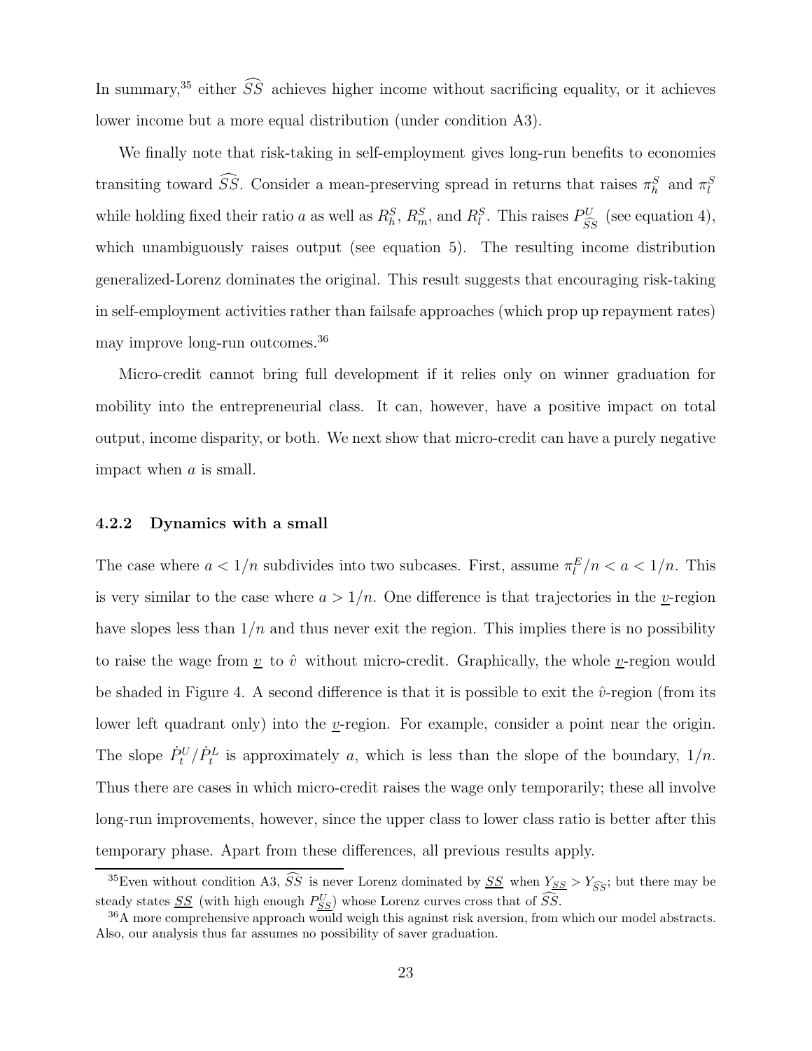In summary,[35] either $\widehat{SS}$ achieves higher income without sacrificing equality, or it achieves lower income but a more equal distribution (under condition A3).

We finally note that risk-taking in self-employment gives long-run benefits to economies transiting toward $\widehat{SS}$. Consider a mean-preserving spread in returns that raises $\pi_h^S$ and $\pi_l^S$ while holding fixed their ratio $a$ as well as $R_h^S$, $R_m^S$, and $R_l^S$. This raises $P_{\widehat{SS}}^U$ (see equation 4), which unambiguously raises output (see equation 5). The resulting income distribution generalized-Lorenz dominates the original. This result suggests that encouraging risk-taking in self-employment activities rather than failsafe approaches (which prop up repayment rates) may improve long-run outcomes.[36]

Micro-credit cannot bring full development if it relies only on winner graduation for mobility into the entrepreneurial class. It can, however, have a positive impact on total output, income disparity, or both. We next show that micro-credit can have a purely negative impact when $a$ is small.

### 4.2.2 Dynamics with a small

The case where $a < 1/n$ subdivides into two subcases. First, assume $\pi_l^E/n < a < 1/n$. This is very similar to the case where $a > 1/n$. One difference is that trajectories in the $\underline{v}$-region have slopes less than $1/n$ and thus never exit the region. This implies there is no possibility to raise the wage from $\underline{v}$ to $\hat{v}$ without micro-credit. Graphically, the whole $\underline{v}$-region would be shaded in Figure 4. A second difference is that it is possible to exit the $\hat{v}$-region (from its lower left quadrant only) into the $\underline{v}$-region. For example, consider a point near the origin. The slope $\dot{P}_t^U/\dot{P}_t^L$ is approximately $a$, which is less than the slope of the boundary, $1/n$. Thus there are cases in which micro-credit raises the wage only temporarily; these all involve long-run improvements, however, since the upper class to lower class ratio is better after this temporary phase. Apart from these differences, all previous results apply.

---

[35] Even without condition A3, $\widehat{SS}$ is never Lorenz dominated by $\underline{SS}$ when $Y_{\underline{SS}} > Y_{\widehat{SS}}$; but there may be steady states $\underline{SS}$ (with high enough $P_{\underline{SS}}^U$) whose Lorenz curves cross that of $\widehat{SS}$.

[36] A more comprehensive approach would weigh this against risk aversion, from which our model abstracts. Also, our analysis thus far assumes no possibility of saver graduation.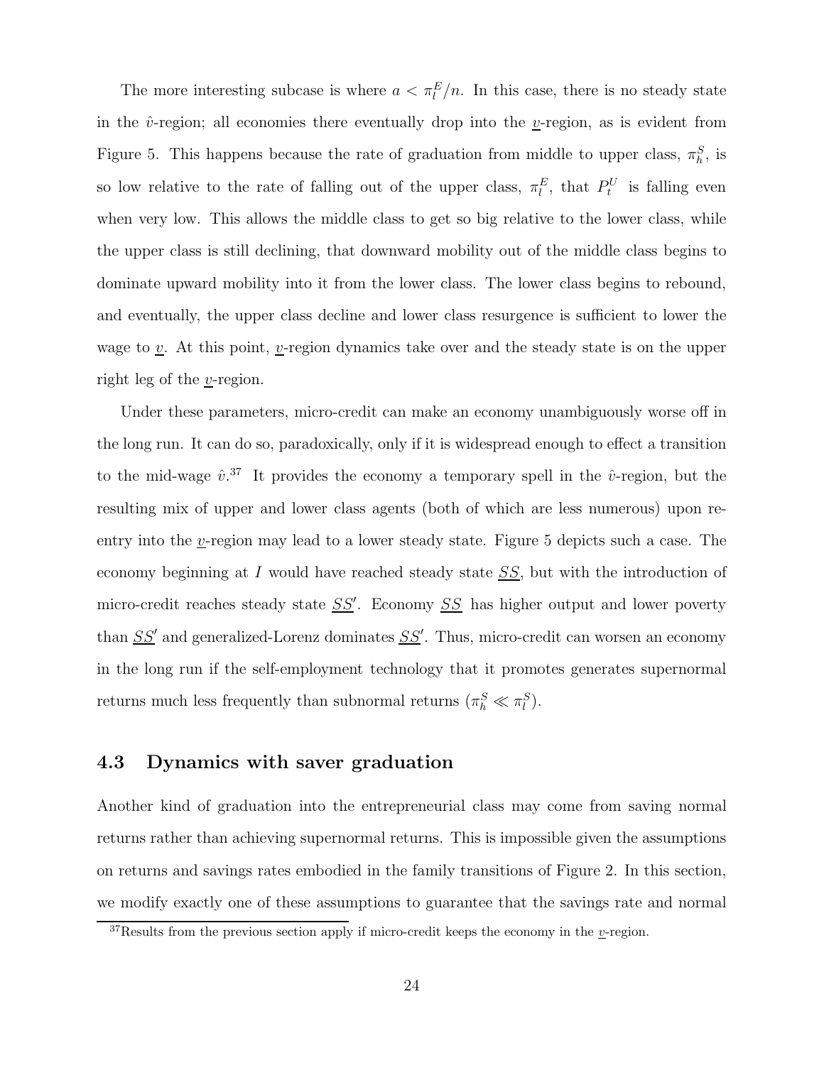The more interesting subcase is where $a < \pi_l^E/n$. In this case, there is no steady state in the $\hat{v}$-region; all economies there eventually drop into the $\underline{v}$-region, as is evident from Figure 5. This happens because the rate of graduation from middle to upper class, $\pi_h^S$, is so low relative to the rate of falling out of the upper class, $\pi_l^E$, that $P_t^U$ is falling even when very low. This allows the middle class to get so big relative to the lower class, while the upper class is still declining, that downward mobility out of the middle class begins to dominate upward mobility into it from the lower class. The lower class begins to rebound, and eventually, the upper class decline and lower class resurgence is sufficient to lower the wage to $\underline{v}$. At this point, $\underline{v}$-region dynamics take over and the steady state is on the upper right leg of the $\underline{v}$-region.

Under these parameters, micro-credit can make an economy unambiguously worse off in the long run. It can do so, paradoxically, only if it is widespread enough to effect a transition to the mid-wage $\hat{v}$.[37] It provides the economy a temporary spell in the $\hat{v}$-region, but the resulting mix of upper and lower class agents (both of which are less numerous) upon re-entry into the $\underline{v}$-region may lead to a lower steady state. Figure 5 depicts such a case. The economy beginning at $I$ would have reached steady state $\underline{SS}$, but with the introduction of micro-credit reaches steady state $\underline{SS}'$. Economy $\underline{SS}$ has higher output and lower poverty than $\underline{SS}'$ and generalized-Lorenz dominates $\underline{SS}'$. Thus, micro-credit can worsen an economy in the long run if the self-employment technology that it promotes generates supernormal returns much less frequently than subnormal returns ($\pi_h^S \ll \pi_l^S$).

### 4.3 Dynamics with saver graduation

Another kind of graduation into the entrepreneurial class may come from saving normal returns rather than achieving supernormal returns. This is impossible given the assumptions on returns and savings rates embodied in the family transitions of Figure 2. In this section, we modify exactly one of these assumptions to guarantee that the savings rate and normal

[37] Results from the previous section apply if micro-credit keeps the economy in the $\underline{v}$-region.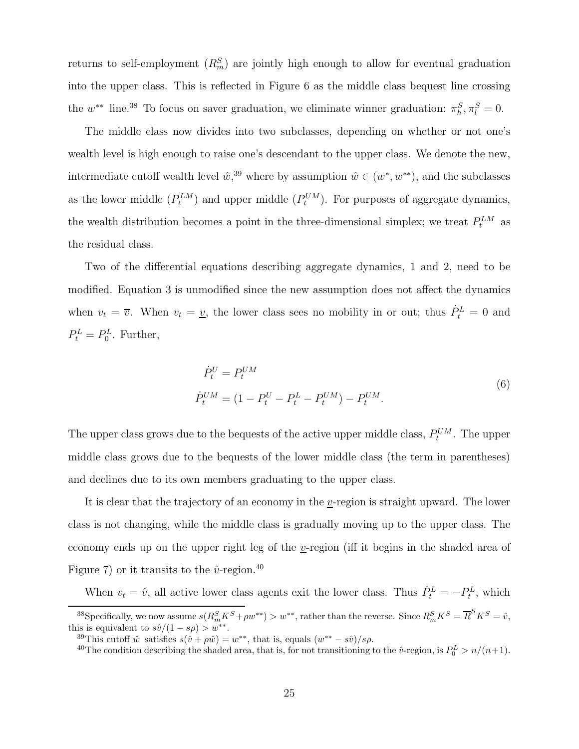returns to self-employment ($R^S_m$) are jointly high enough to allow for eventual graduation into the upper class. This is reflected in Figure 6 as the middle class bequest line crossing the $w^{**}$ line.[38] To focus on saver graduation, we eliminate winner graduation: $\pi^S_h, \pi^S_l = 0$.

The middle class now divides into two subclasses, depending on whether or not one's wealth level is high enough to raise one's descendant to the upper class. We denote the new, intermediate cutoff wealth level $\hat{w}$,[39] where by assumption $\hat{w} \in (w^*, w^{**})$, and the subclasses as the lower middle ($P^{LM}_t$) and upper middle ($P^{UM}_t$). For purposes of aggregate dynamics, the wealth distribution becomes a point in the three-dimensional simplex; we treat $P^{LM}_t$ as the residual class.

Two of the differential equations describing aggregate dynamics, 1 and 2, need to be modified. Equation 3 is unmodified since the new assumption does not affect the dynamics when $v_t = \overline{v}$. When $v_t = \underline{v}$, the lower class sees no mobility in or out; thus $\dot{P}^L_t = 0$ and $P^L_t = P^L_0$. Further,

$$
\begin{aligned}
\dot{P}^U_t &= P^{UM}_t \\
\dot{P}^{UM}_t &= (1 - P^U_t - P^L_t - P^{UM}_t) - P^{UM}_t.
\end{aligned}
\tag{6}
$$

The upper class grows due to the bequests of the active upper middle class, $P^{UM}_t$. The upper middle class grows due to the bequests of the lower middle class (the term in parentheses) and declines due to its own members graduating to the upper class.

It is clear that the trajectory of an economy in the $\underline{v}$-region is straight upward. The lower class is not changing, while the middle class is gradually moving up to the upper class. The economy ends up on the upper right leg of the $\underline{v}$-region (iff it begins in the shaded area of Figure 7) or it transits to the $\hat{v}$-region.[40]

When $v_t = \hat{v}$, all active lower class agents exit the lower class. Thus $\dot{P}^L_t = -P^L_t$, which

[38] Specifically, we now assume $s(R^S_m K^S + \rho w^{**}) > w^{**}$, rather than the reverse. Since $R^S_m K^S = \overline{R}^S K^S = \hat{v}$, this is equivalent to $s\hat{v}/(1 - s\rho) > w^{**}$.

[39] This cutoff $\hat{w}$ satisfies $s(\hat{v} + \rho\hat{w}) = w^{**}$, that is, equals $(w^{**} - s\hat{v})/s\rho$.

[40] The condition describing the shaded area, that is, for not transitioning to the $\hat{v}$-region, is $P^L_0 > n/(n+1)$.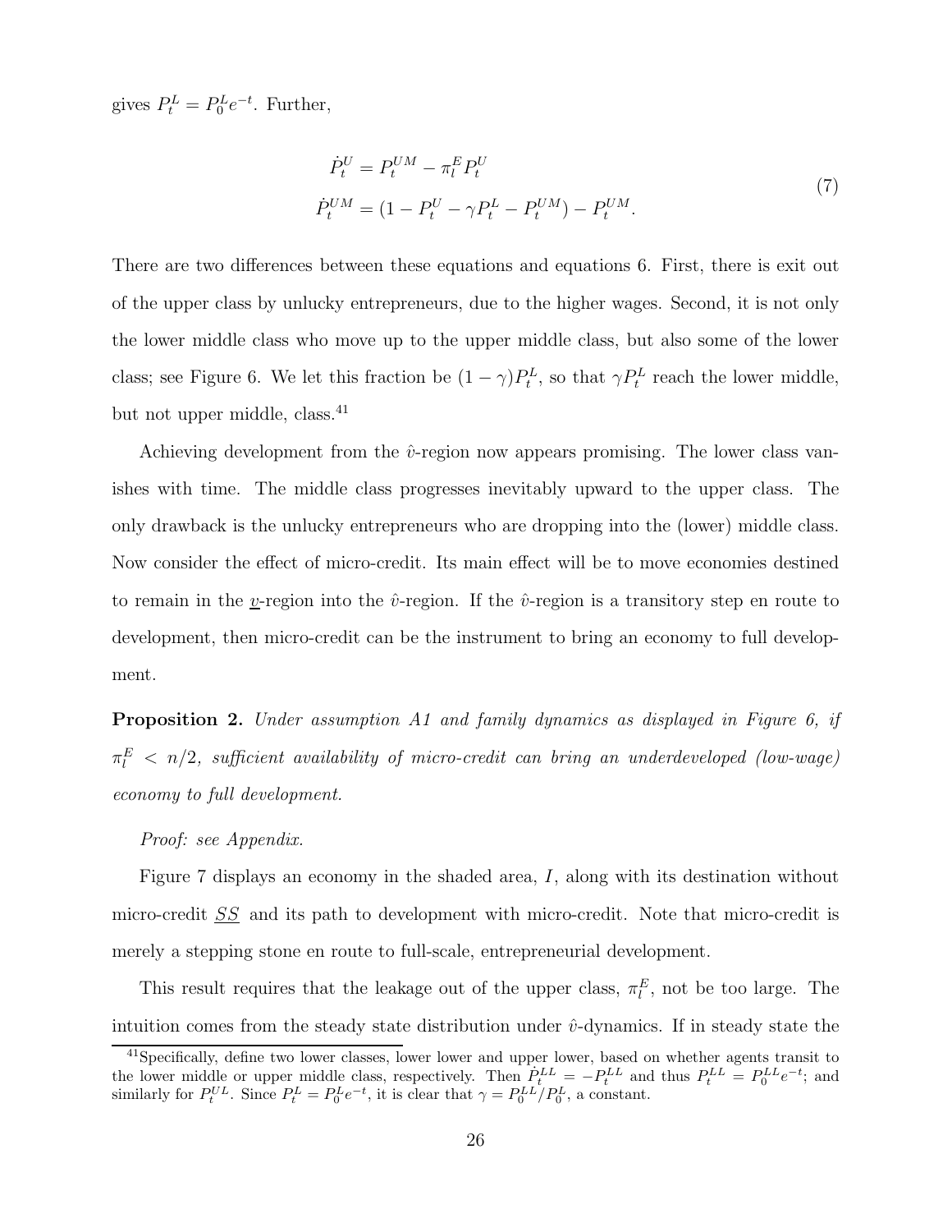gives $P_t^L = P_0^L e^{-t}$. Further,

$$
\begin{aligned}
\dot{P}_t^U &= P_t^{UM} - \pi_l^E P_t^U \\
\dot{P}_t^{UM} &= (1 - P_t^U - \gamma P_t^L - P_t^{UM}) - P_t^{UM}.
\end{aligned}
\tag{7}
$$

There are two differences between these equations and equations 6. First, there is exit out of the upper class by unlucky entrepreneurs, due to the higher wages. Second, it is not only the lower middle class who move up to the upper middle class, but also some of the lower class; see Figure 6. We let this fraction be $(1-\gamma)P_t^L$, so that $\gamma P_t^L$ reach the lower middle, but not upper middle, class.[41]

Achieving development from the $\hat{v}$-region now appears promising. The lower class vanishes with time. The middle class progresses inevitably upward to the upper class. The only drawback is the unlucky entrepreneurs who are dropping into the (lower) middle class. Now consider the effect of micro-credit. Its main effect will be to move economies destined to remain in the $\underline{v}$-region into the $\hat{v}$-region. If the $\hat{v}$-region is a transitory step en route to development, then micro-credit can be the instrument to bring an economy to full development.

**Proposition 2.** *Under assumption A1 and family dynamics as displayed in Figure 6, if $\pi_l^E < n/2$, sufficient availability of micro-credit can bring an underdeveloped (low-wage) economy to full development.*

*Proof: see Appendix.*

Figure 7 displays an economy in the shaded area, $I$, along with its destination without micro-credit $\underline{SS}$ and its path to development with micro-credit. Note that micro-credit is merely a stepping stone en route to full-scale, entrepreneurial development.

This result requires that the leakage out of the upper class, $\pi_l^E$, not be too large. The intuition comes from the steady state distribution under $\hat{v}$-dynamics. If in steady state the

[41] Specifically, define two lower classes, lower lower and upper lower, based on whether agents transit to the lower middle or upper middle class, respectively. Then $\dot{P}_t^{LL} = -P_t^{LL}$ and thus $P_t^{LL} = P_0^{LL} e^{-t}$; and similarly for $P_t^{UL}$. Since $P_t^L = P_0^L e^{-t}$, it is clear that $\gamma = P_0^{LL}/P_0^L$, a constant.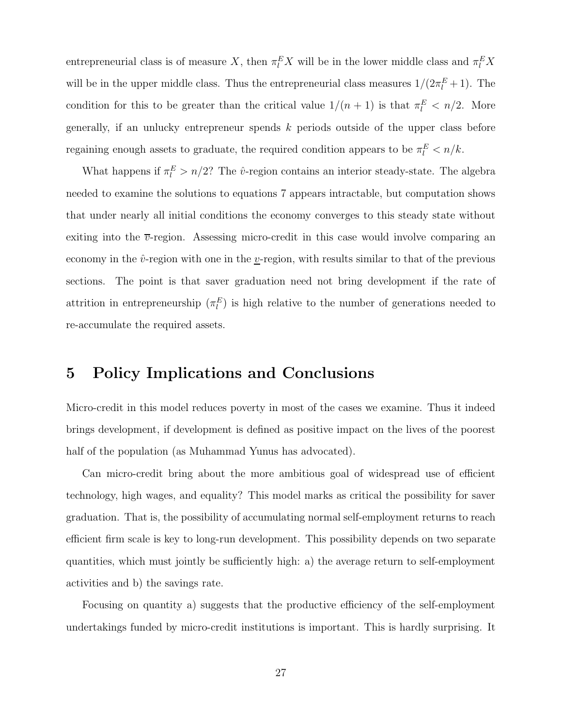entrepreneurial class is of measure $X$, then $\pi_l^E X$ will be in the lower middle class and $\pi_l^E X$ will be in the upper middle class. Thus the entrepreneurial class measures $1/(2\pi_l^E + 1)$. The condition for this to be greater than the critical value $1/(n+1)$ is that $\pi_l^E < n/2$. More generally, if an unlucky entrepreneur spends $k$ periods outside of the upper class before regaining enough assets to graduate, the required condition appears to be $\pi_l^E < n/k$.

What happens if $\pi_l^E > n/2$? The $\hat{v}$-region contains an interior steady-state. The algebra needed to examine the solutions to equations 7 appears intractable, but computation shows that under nearly all initial conditions the economy converges to this steady state without exiting into the $\overline{v}$-region. Assessing micro-credit in this case would involve comparing an economy in the $\hat{v}$-region with one in the $\underline{v}$-region, with results similar to that of the previous sections. The point is that saver graduation need not bring development if the rate of attrition in entrepreneurship ($\pi_l^E$) is high relative to the number of generations needed to re-accumulate the required assets.

# 5 Policy Implications and Conclusions

Micro-credit in this model reduces poverty in most of the cases we examine. Thus it indeed brings development, if development is defined as positive impact on the lives of the poorest half of the population (as Muhammad Yunus has advocated).

Can micro-credit bring about the more ambitious goal of widespread use of efficient technology, high wages, and equality? This model marks as critical the possibility for saver graduation. That is, the possibility of accumulating normal self-employment returns to reach efficient firm scale is key to long-run development. This possibility depends on two separate quantities, which must jointly be sufficiently high: a) the average return to self-employment activities and b) the savings rate.

Focusing on quantity a) suggests that the productive efficiency of the self-employment undertakings funded by micro-credit institutions is important. This is hardly surprising. It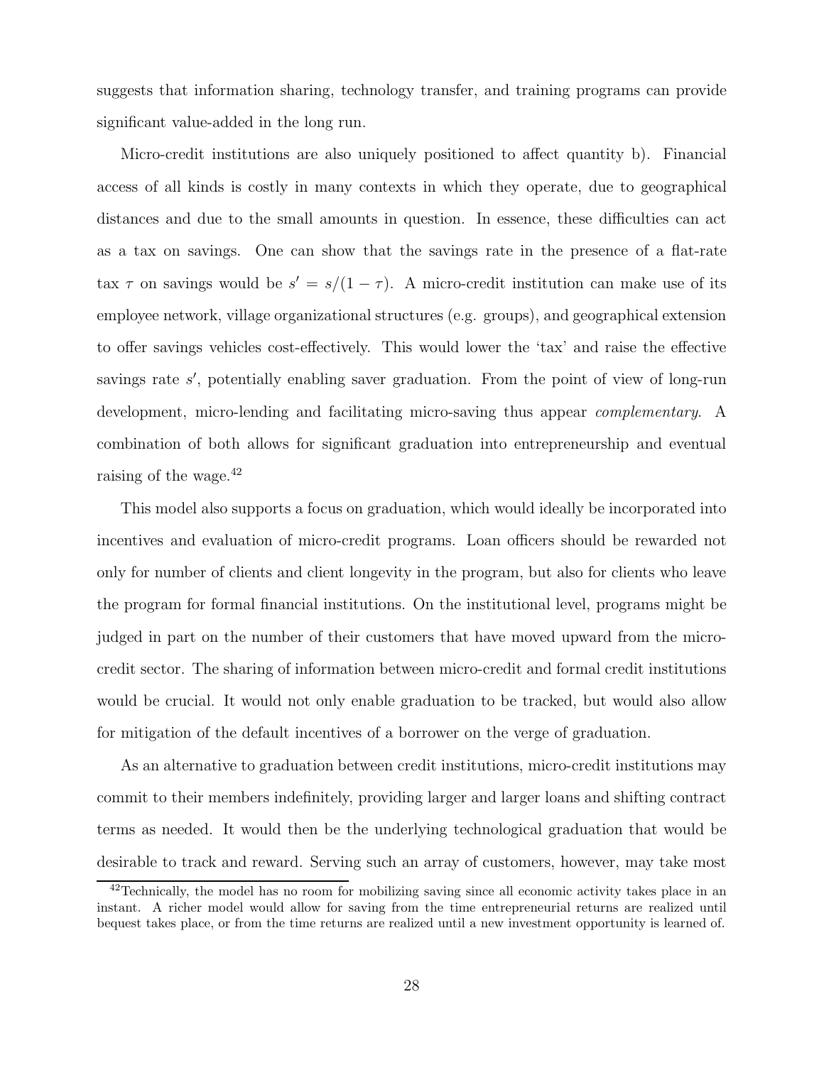suggests that information sharing, technology transfer, and training programs can provide significant value-added in the long run.

Micro-credit institutions are also uniquely positioned to affect quantity b). Financial access of all kinds is costly in many contexts in which they operate, due to geographical distances and due to the small amounts in question. In essence, these difficulties can act as a tax on savings. One can show that the savings rate in the presence of a flat-rate tax $\tau$ on savings would be $s' = s/(1-\tau)$. A micro-credit institution can make use of its employee network, village organizational structures (e.g. groups), and geographical extension to offer savings vehicles cost-effectively. This would lower the 'tax' and raise the effective savings rate $s'$, potentially enabling saver graduation. From the point of view of long-run development, micro-lending and facilitating micro-saving thus appear *complementary*. A combination of both allows for significant graduation into entrepreneurship and eventual raising of the wage.[42]

This model also supports a focus on graduation, which would ideally be incorporated into incentives and evaluation of micro-credit programs. Loan officers should be rewarded not only for number of clients and client longevity in the program, but also for clients who leave the program for formal financial institutions. On the institutional level, programs might be judged in part on the number of their customers that have moved upward from the micro-credit sector. The sharing of information between micro-credit and formal credit institutions would be crucial. It would not only enable graduation to be tracked, but would also allow for mitigation of the default incentives of a borrower on the verge of graduation.

As an alternative to graduation between credit institutions, micro-credit institutions may commit to their members indefinitely, providing larger and larger loans and shifting contract terms as needed. It would then be the underlying technological graduation that would be desirable to track and reward. Serving such an array of customers, however, may take most

[42] Technically, the model has no room for mobilizing saving since all economic activity takes place in an instant. A richer model would allow for saving from the time entrepreneurial returns are realized until bequest takes place, or from the time returns are realized until a new investment opportunity is learned of.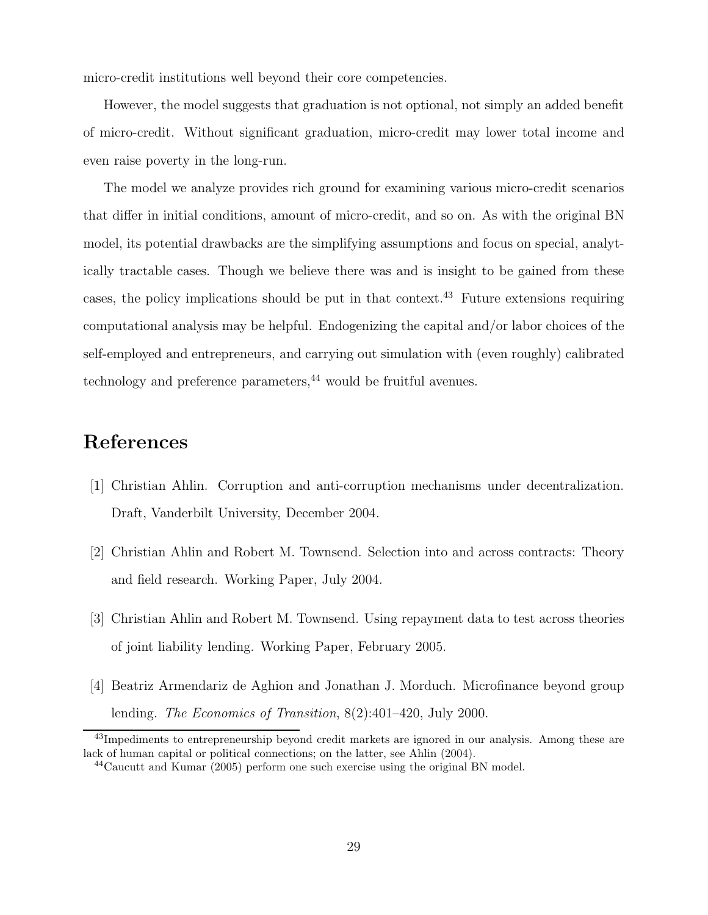micro-credit institutions well beyond their core competencies.

However, the model suggests that graduation is not optional, not simply an added benefit of micro-credit. Without significant graduation, micro-credit may lower total income and even raise poverty in the long-run.

The model we analyze provides rich ground for examining various micro-credit scenarios that differ in initial conditions, amount of micro-credit, and so on. As with the original BN model, its potential drawbacks are the simplifying assumptions and focus on special, analytically tractable cases. Though we believe there was and is insight to be gained from these cases, the policy implications should be put in that context.[43] Future extensions requiring computational analysis may be helpful. Endogenizing the capital and/or labor choices of the self-employed and entrepreneurs, and carrying out simulation with (even roughly) calibrated technology and preference parameters,[44] would be fruitful avenues.

# References

[1] Christian Ahlin. Corruption and anti-corruption mechanisms under decentralization. Draft, Vanderbilt University, December 2004.

[2] Christian Ahlin and Robert M. Townsend. Selection into and across contracts: Theory and field research. Working Paper, July 2004.

[3] Christian Ahlin and Robert M. Townsend. Using repayment data to test across theories of joint liability lending. Working Paper, February 2005.

[4] Beatriz Armendariz de Aghion and Jonathan J. Morduch. Microfinance beyond group lending. *The Economics of Transition*, 8(2):401–420, July 2000.

[43] Impediments to entrepreneurship beyond credit markets are ignored in our analysis. Among these are lack of human capital or political connections; on the latter, see Ahlin (2004).

[44] Caucutt and Kumar (2005) perform one such exercise using the original BN model.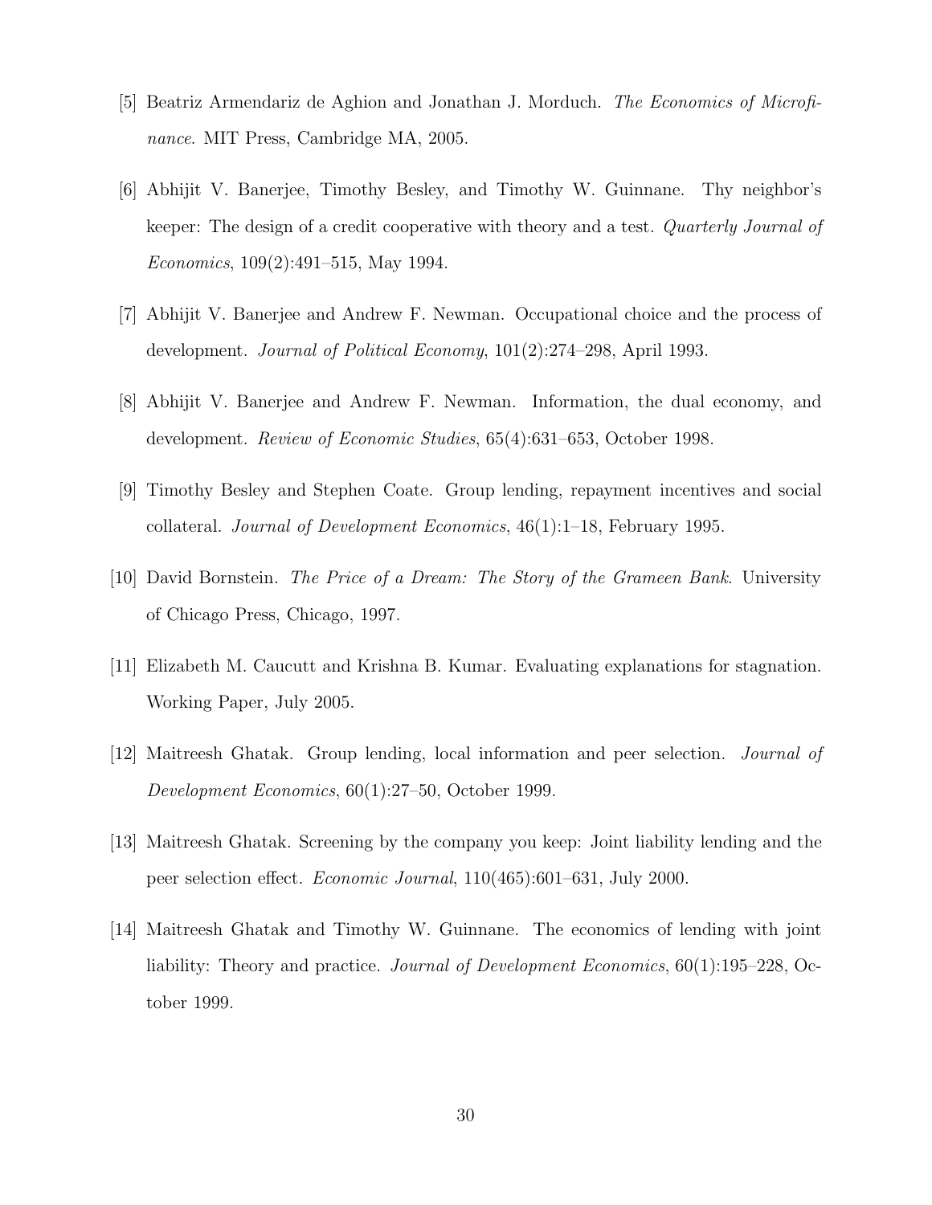[5] Beatriz Armendariz de Aghion and Jonathan J. Morduch. *The Economics of Microfinance*. MIT Press, Cambridge MA, 2005.

[6] Abhijit V. Banerjee, Timothy Besley, and Timothy W. Guinnane. Thy neighbor's keeper: The design of a credit cooperative with theory and a test. *Quarterly Journal of Economics*, 109(2):491–515, May 1994.

[7] Abhijit V. Banerjee and Andrew F. Newman. Occupational choice and the process of development. *Journal of Political Economy*, 101(2):274–298, April 1993.

[8] Abhijit V. Banerjee and Andrew F. Newman. Information, the dual economy, and development. *Review of Economic Studies*, 65(4):631–653, October 1998.

[9] Timothy Besley and Stephen Coate. Group lending, repayment incentives and social collateral. *Journal of Development Economics*, 46(1):1–18, February 1995.

[10] David Bornstein. *The Price of a Dream: The Story of the Grameen Bank*. University of Chicago Press, Chicago, 1997.

[11] Elizabeth M. Caucutt and Krishna B. Kumar. Evaluating explanations for stagnation. Working Paper, July 2005.

[12] Maitreesh Ghatak. Group lending, local information and peer selection. *Journal of Development Economics*, 60(1):27–50, October 1999.

[13] Maitreesh Ghatak. Screening by the company you keep: Joint liability lending and the peer selection effect. *Economic Journal*, 110(465):601–631, July 2000.

[14] Maitreesh Ghatak and Timothy W. Guinnane. The economics of lending with joint liability: Theory and practice. *Journal of Development Economics*, 60(1):195–228, October 1999.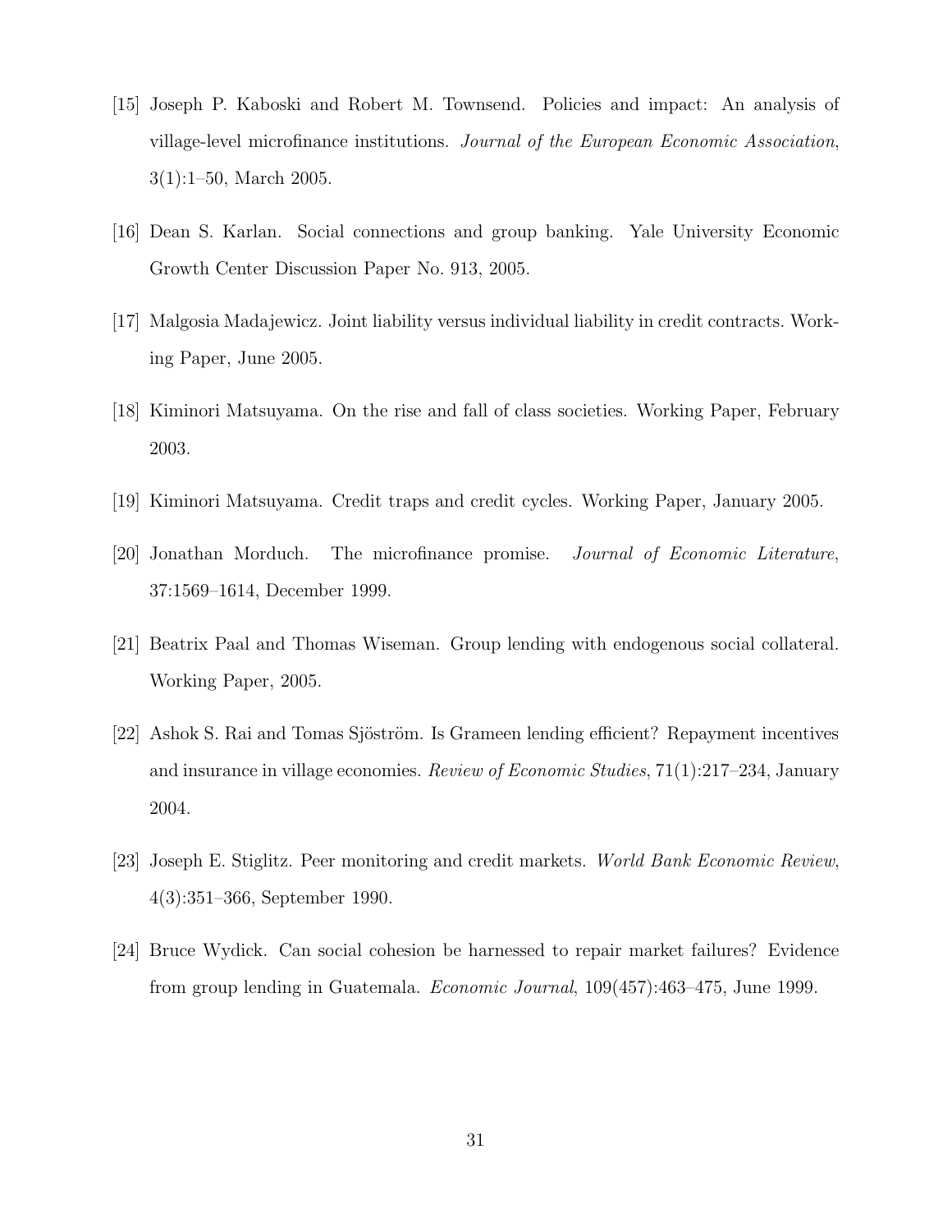[15] Joseph P. Kaboski and Robert M. Townsend. Policies and impact: An analysis of village-level microfinance institutions. *Journal of the European Economic Association*, 3(1):1–50, March 2005.

[16] Dean S. Karlan. Social connections and group banking. Yale University Economic Growth Center Discussion Paper No. 913, 2005.

[17] Malgosia Madajewicz. Joint liability versus individual liability in credit contracts. Working Paper, June 2005.

[18] Kiminori Matsuyama. On the rise and fall of class societies. Working Paper, February 2003.

[19] Kiminori Matsuyama. Credit traps and credit cycles. Working Paper, January 2005.

[20] Jonathan Morduch. The microfinance promise. *Journal of Economic Literature*, 37:1569–1614, December 1999.

[21] Beatrix Paal and Thomas Wiseman. Group lending with endogenous social collateral. Working Paper, 2005.

[22] Ashok S. Rai and Tomas Sjöström. Is Grameen lending efficient? Repayment incentives and insurance in village economies. *Review of Economic Studies*, 71(1):217–234, January 2004.

[23] Joseph E. Stiglitz. Peer monitoring and credit markets. *World Bank Economic Review*, 4(3):351–366, September 1990.

[24] Bruce Wydick. Can social cohesion be harnessed to repair market failures? Evidence from group lending in Guatemala. *Economic Journal*, 109(457):463–475, June 1999.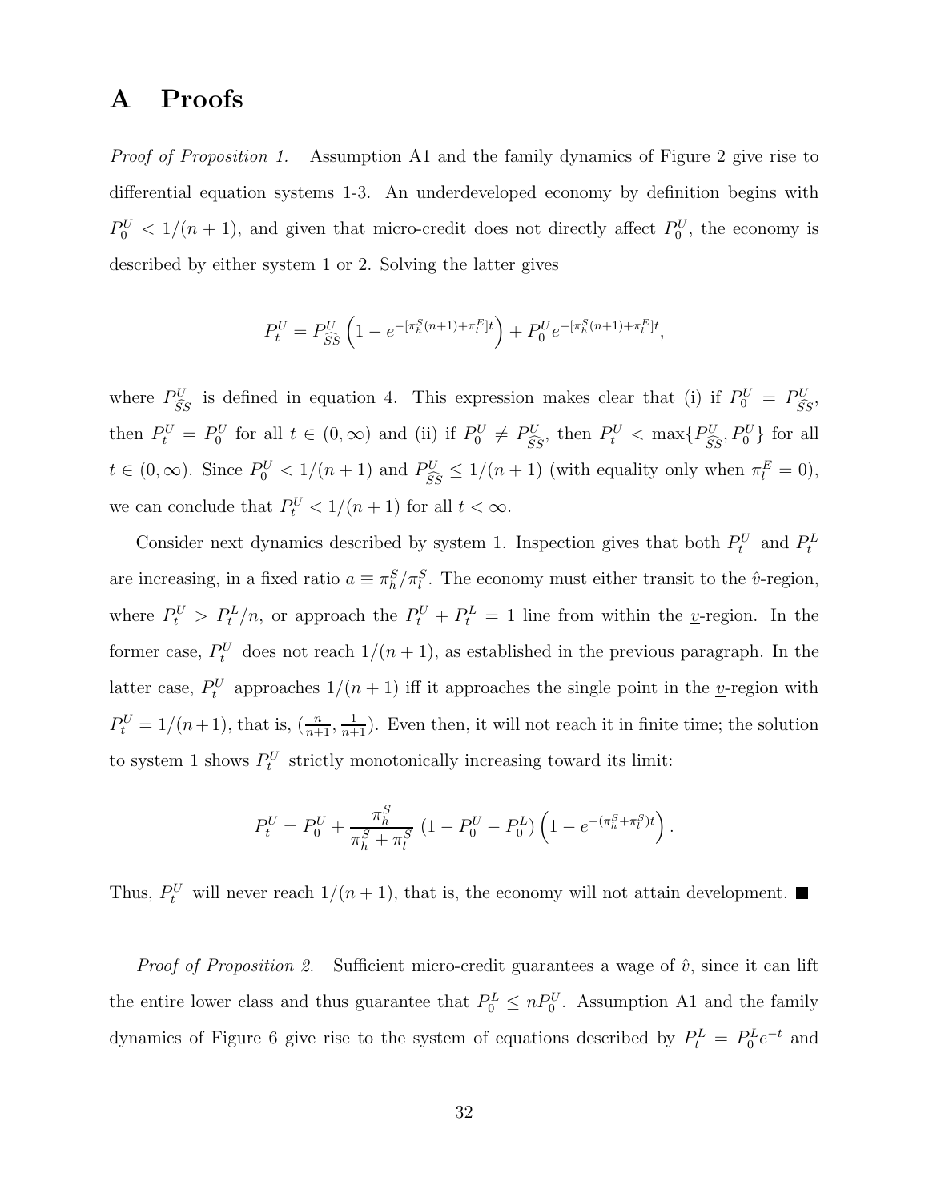# A Proofs

*Proof of Proposition 1.* Assumption A1 and the family dynamics of Figure 2 give rise to differential equation systems 1-3. An underdeveloped economy by definition begins with $P_0^U < 1/(n+1)$, and given that micro-credit does not directly affect $P_0^U$, the economy is described by either system 1 or 2. Solving the latter gives

$$P_t^U = P_{\widehat{SS}}^U \left(1 - e^{-[\pi_h^S(n+1)+\pi_l^E]t}\right) + P_0^U e^{-[\pi_h^S(n+1)+\pi_l^E]t},$$

where $P_{\widehat{SS}}^U$ is defined in equation 4. This expression makes clear that (i) if $P_0^U = P_{\widehat{SS}}^U$, then $P_t^U = P_0^U$ for all $t \in (0, \infty)$ and (ii) if $P_0^U \neq P_{\widehat{SS}}^U$, then $P_t^U < \max\{P_{\widehat{SS}}^U, P_0^U\}$ for all $t \in (0, \infty)$. Since $P_0^U < 1/(n+1)$ and $P_{\widehat{SS}}^U \leq 1/(n+1)$ (with equality only when $\pi_l^E = 0$), we can conclude that $P_t^U < 1/(n+1)$ for all $t < \infty$.

Consider next dynamics described by system 1. Inspection gives that both $P_t^U$ and $P_t^L$ are increasing, in a fixed ratio $a \equiv \pi_h^S/\pi_l^S$. The economy must either transit to the $\hat{v}$-region, where $P_t^U > P_t^L/n$, or approach the $P_t^U + P_t^L = 1$ line from within the $\underline{v}$-region. In the former case, $P_t^U$ does not reach $1/(n+1)$, as established in the previous paragraph. In the latter case, $P_t^U$ approaches $1/(n+1)$ iff it approaches the single point in the $\underline{v}$-region with $P_t^U = 1/(n+1)$, that is, $(\frac{n}{n+1}, \frac{1}{n+1})$. Even then, it will not reach it in finite time; the solution to system 1 shows $P_t^U$ strictly monotonically increasing toward its limit:

$$P_t^U = P_0^U + \frac{\pi_h^S}{\pi_h^S + \pi_l^S}\,(1 - P_0^U - P_0^L)\left(1 - e^{-(\pi_h^S+\pi_l^S)t}\right).$$

Thus, $P_t^U$ will never reach $1/(n+1)$, that is, the economy will not attain development. ■

*Proof of Proposition 2.* Sufficient micro-credit guarantees a wage of $\hat{v}$, since it can lift the entire lower class and thus guarantee that $P_0^L \leq nP_0^U$. Assumption A1 and the family dynamics of Figure 6 give rise to the system of equations described by $P_t^L = P_0^L e^{-t}$ and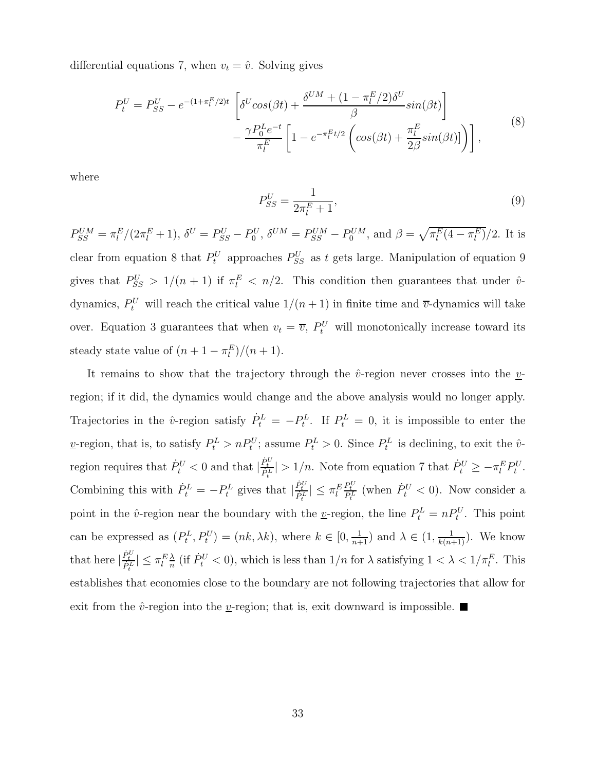differential equations 7, when $v_t = \hat{v}$. Solving gives

$$
\begin{aligned}
P_t^U = P_{SS}^U - e^{-(1+\pi_l^E/2)t} & \left[ \delta^U cos(\beta t) + \frac{\delta^{UM} + (1-\pi_l^E/2)\delta^U}{\beta} sin(\beta t) \right] \\
& - \frac{\gamma P_0^L e^{-t}}{\pi_l^E} \left[ 1 - e^{-\pi_l^E t/2} \left( cos(\beta t) + \frac{\pi_l^E}{2\beta} sin(\beta t) \right) \right],
\end{aligned} \tag{8}
$$

where

$$
P_{SS}^U = \frac{1}{2\pi_l^E + 1}, \tag{9}
$$

$P_{SS}^{UM} = \pi_l^E/(2\pi_l^E + 1)$, $\delta^U = P_{SS}^U - P_0^U$, $\delta^{UM} = P_{SS}^{UM} - P_0^{UM}$, and $\beta = \sqrt{\pi_l^E(4 - \pi_l^E)}/2$. It is clear from equation 8 that $P_t^U$ approaches $P_{SS}^U$ as $t$ gets large. Manipulation of equation 9 gives that $P_{SS}^U > 1/(n+1)$ if $\pi_l^E < n/2$. This condition then guarantees that under $\hat{v}$-dynamics, $P_t^U$ will reach the critical value $1/(n+1)$ in finite time and $\overline{v}$-dynamics will take over. Equation 3 guarantees that when $v_t = \overline{v}$, $P_t^U$ will monotonically increase toward its steady state value of $(n + 1 - \pi_l^E)/(n + 1)$.

It remains to show that the trajectory through the $\hat{v}$-region never crosses into the $\underline{v}$-region; if it did, the dynamics would change and the above analysis would no longer apply. Trajectories in the $\hat{v}$-region satisfy $\dot{P}_t^L = -P_t^L$. If $P_t^L = 0$, it is impossible to enter the $\underline{v}$-region, that is, to satisfy $P_t^L > nP_t^U$; assume $P_t^L > 0$. Since $P_t^L$ is declining, to exit the $\hat{v}$-region requires that $\dot{P}_t^U < 0$ and that $|\frac{\dot{P}_t^U}{\dot{P}_t^L}| > 1/n$. Note from equation 7 that $\dot{P}_t^U \geq -\pi_l^E P_t^U$. Combining this with $\dot{P}_t^L = -P_t^L$ gives that $|\frac{\dot{P}_t^U}{\dot{P}_t^L}| \leq \pi_l^E \frac{P_t^U}{P_t^L}$ (when $\dot{P}_t^U < 0$). Now consider a point in the $\hat{v}$-region near the boundary with the $\underline{v}$-region, the line $P_t^L = nP_t^U$. This point can be expressed as $(P_t^L, P_t^U) = (nk, \lambda k)$, where $k \in [0, \frac{1}{n+1})$ and $\lambda \in (1, \frac{1}{k(n+1)})$. We know that here $|\frac{\dot{P}_t^U}{\dot{P}_t^L}| \leq \pi_l^E \frac{\lambda}{n}$ (if $\dot{P}_t^U < 0$), which is less than $1/n$ for $\lambda$ satisfying $1 < \lambda < 1/\pi_l^E$. This establishes that economies close to the boundary are not following trajectories that allow for exit from the $\hat{v}$-region into the $\underline{v}$-region; that is, exit downward is impossible. ■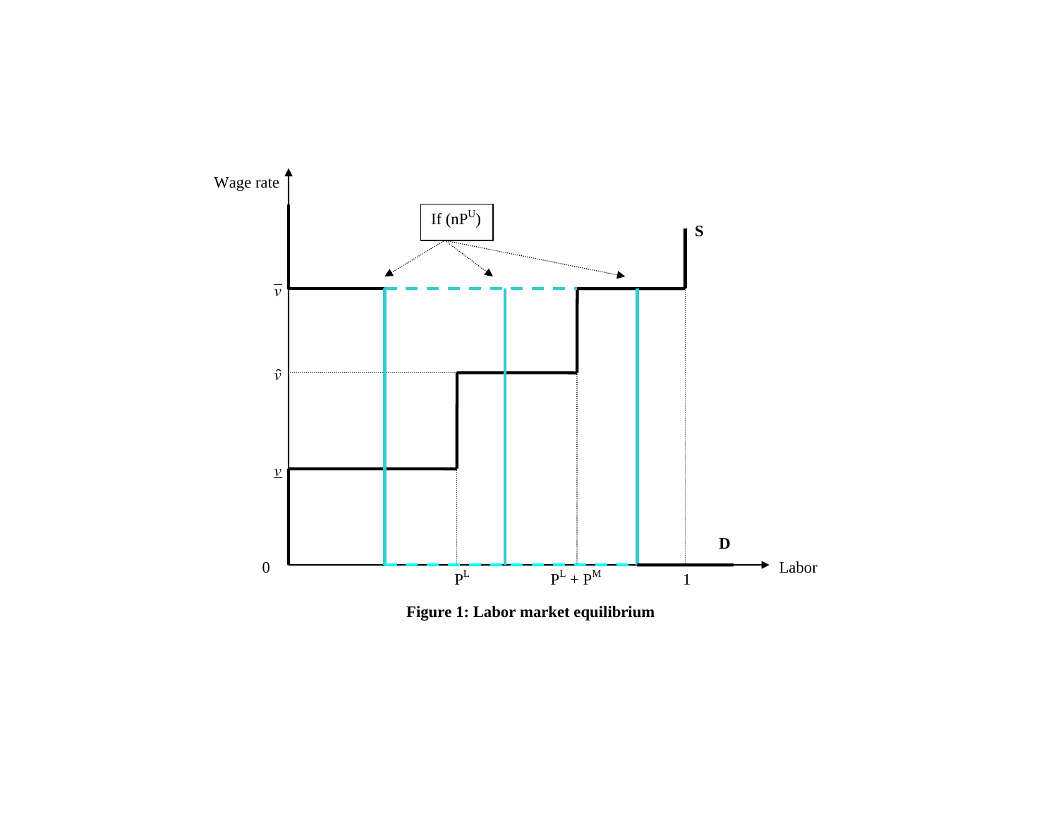**Figure 1: Labor market equilibrium**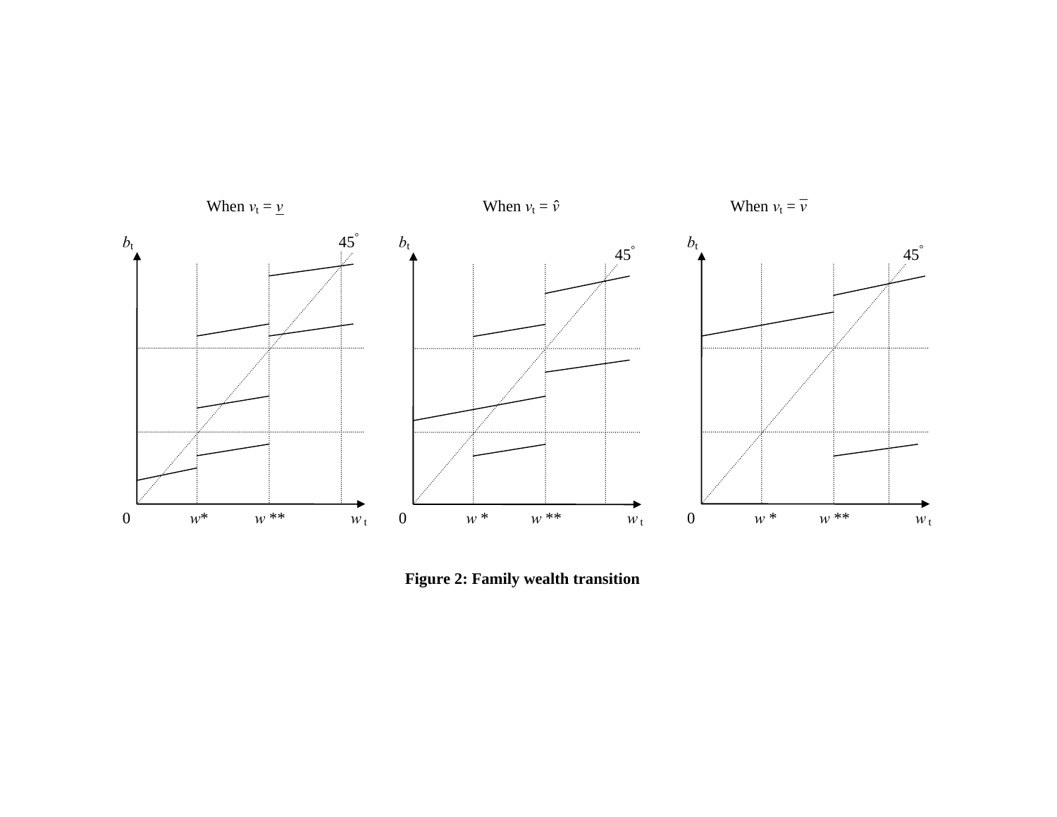When $v_t = \underline{v}$ When $v_t = \hat{v}$ When $v_t = \overline{v}$

**Figure 2: Family wealth transition**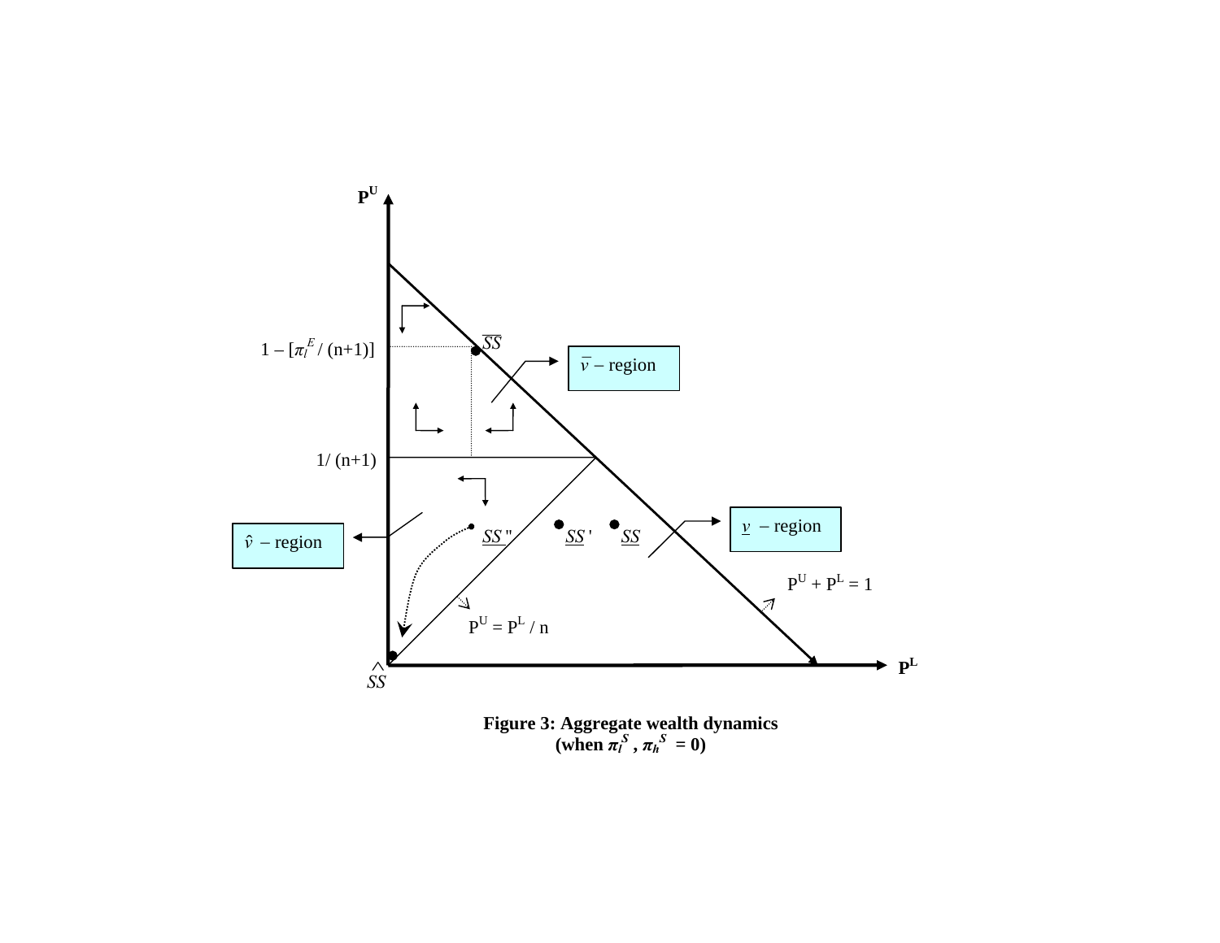**Figure 3: Aggregate wealth dynamics (when $\pi_l^S$ , $\pi_h^S$ = 0)**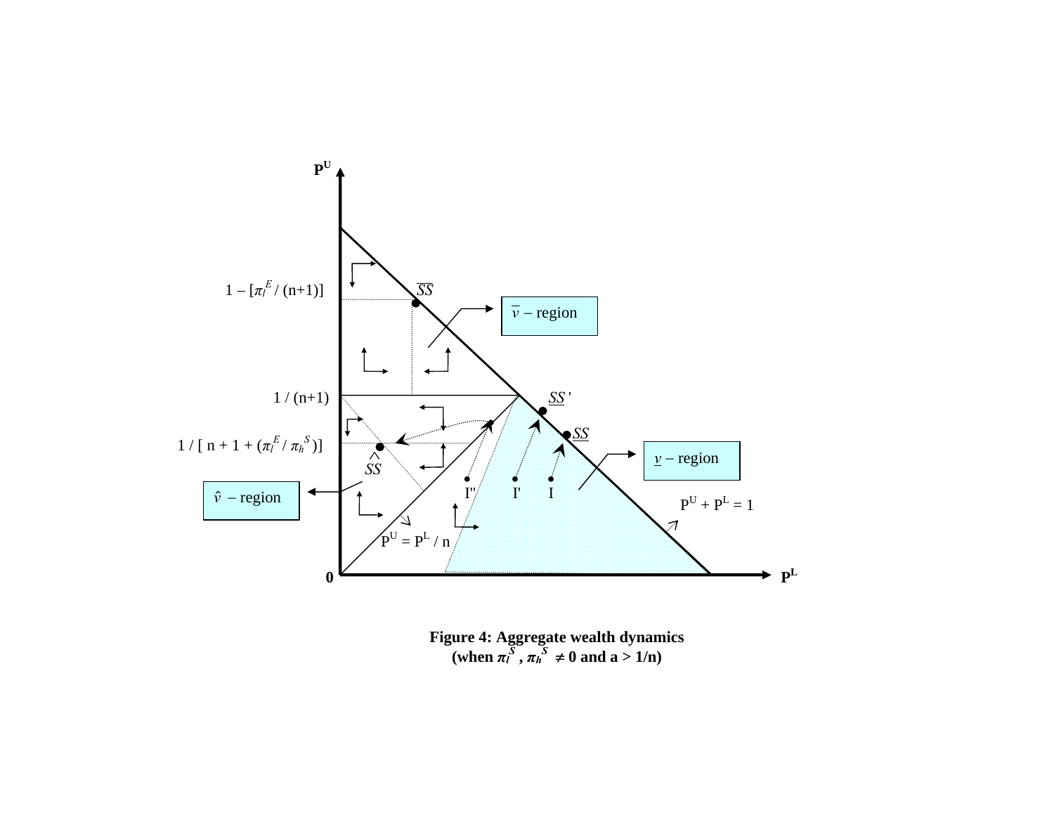**Figure 4: Aggregate wealth dynamics**
**(when $\pi_l^S$ , $\pi_h^S$ $\neq 0$ and a > 1/n)**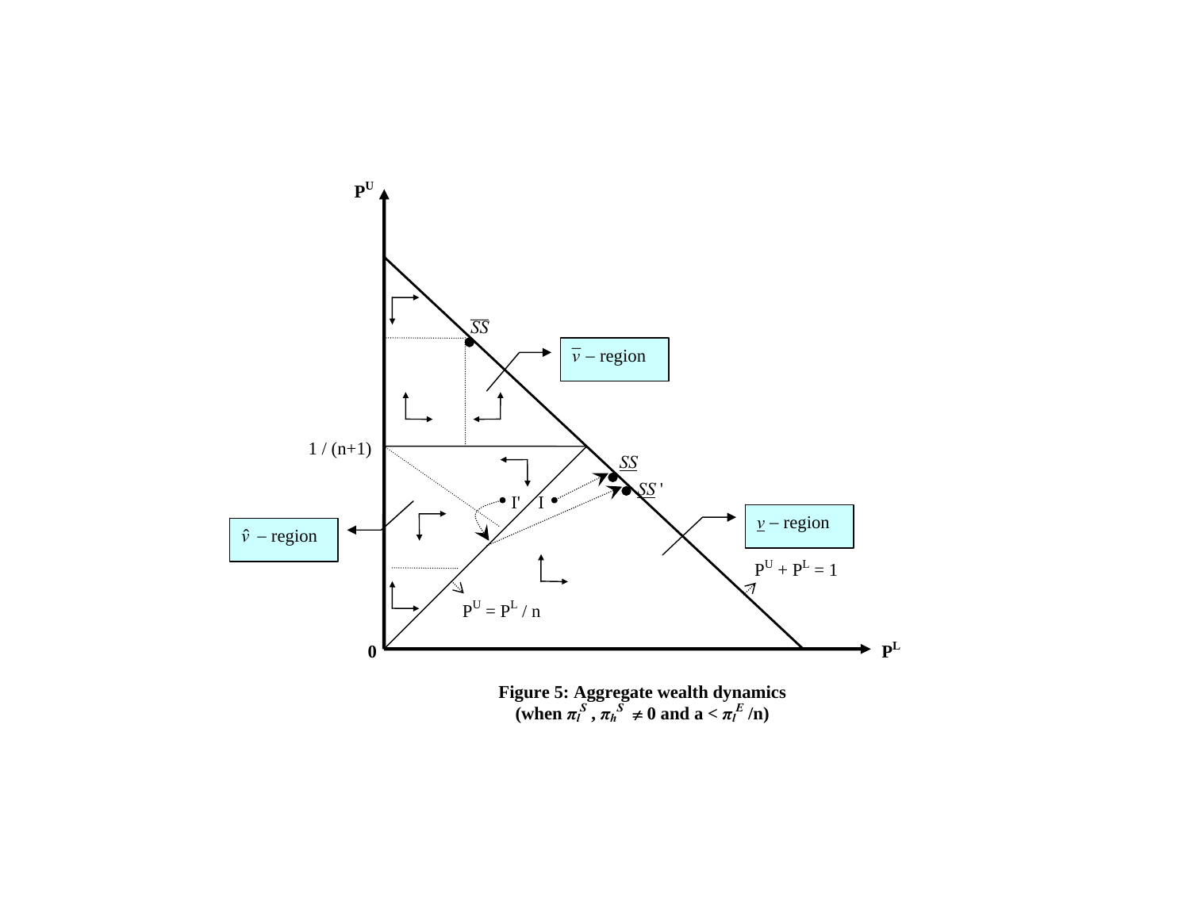**Figure 5: Aggregate wealth dynamics**
**(when $\pi_l^S, \pi_h^S \neq 0$ and $a < \pi_l^E / n$)**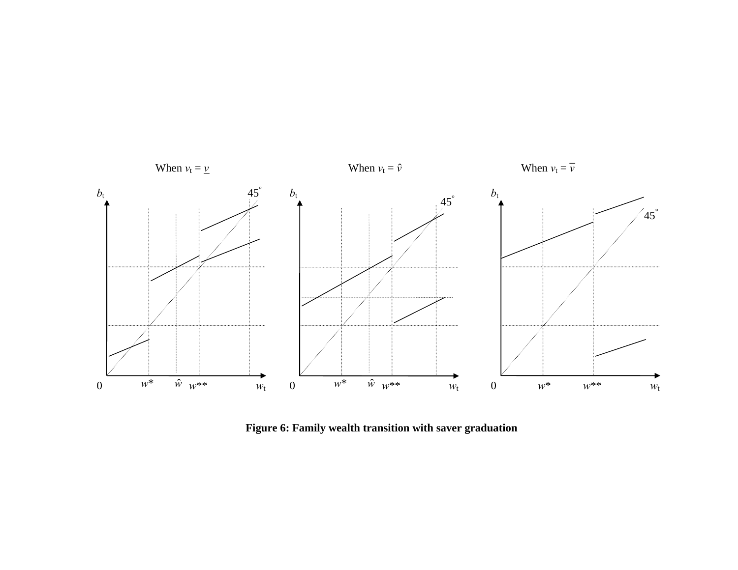When $v_t = \underline{v}$

When $v_t = \hat{v}$

When $v_t = \overline{v}$

**Figure 6: Family wealth transition with saver graduation**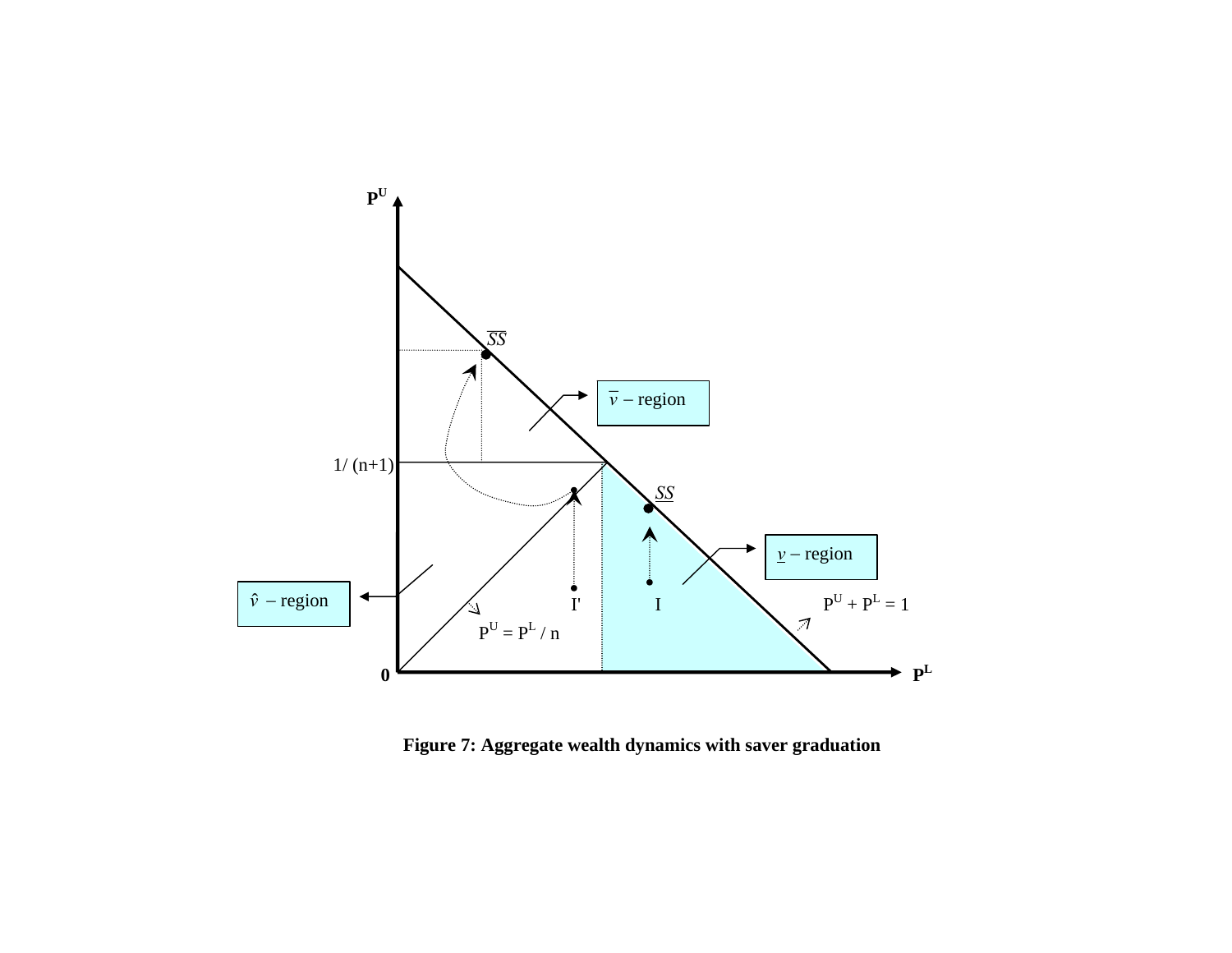$P^U$

$\overline{SS}$

$\bar{v}$ – region

1/ (n+1)

$\underline{SS}$

$\underline{v}$ – region

$\hat{v}$ – region

I'

I

$P^U + P^L = 1$

$P^U = P^L / n$

0

$P^L$

**Figure 7: Aggregate wealth dynamics with saver graduation**